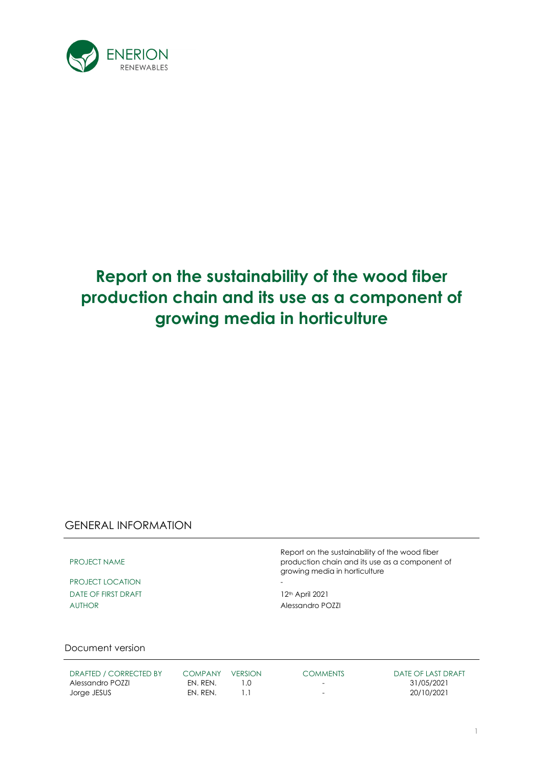ENERION
RENEWABLES

# Report on the sustainability of the wood fiber production chain and its use as a component of growing media in horticulture

## GENERAL INFORMATION

| | |
|---|---|
| PROJECT NAME | Report on the sustainability of the wood fiber production chain and its use as a component of growing media in horticulture |
| PROJECT LOCATION | - |
| DATE OF FIRST DRAFT | 12th April 2021 |
| AUTHOR | Alessandro POZZI |

### Document version

| DRAFTED / CORRECTED BY | COMPANY | VERSION | COMMENTS | DATE OF LAST DRAFT |
|---|---|---|---|---|
| Alessandro POZZI | EN. REN. | 1.0 | - | 31/05/2021 |
| Jorge JESUS | EN. REN. | 1.1 | - | 20/10/2021 |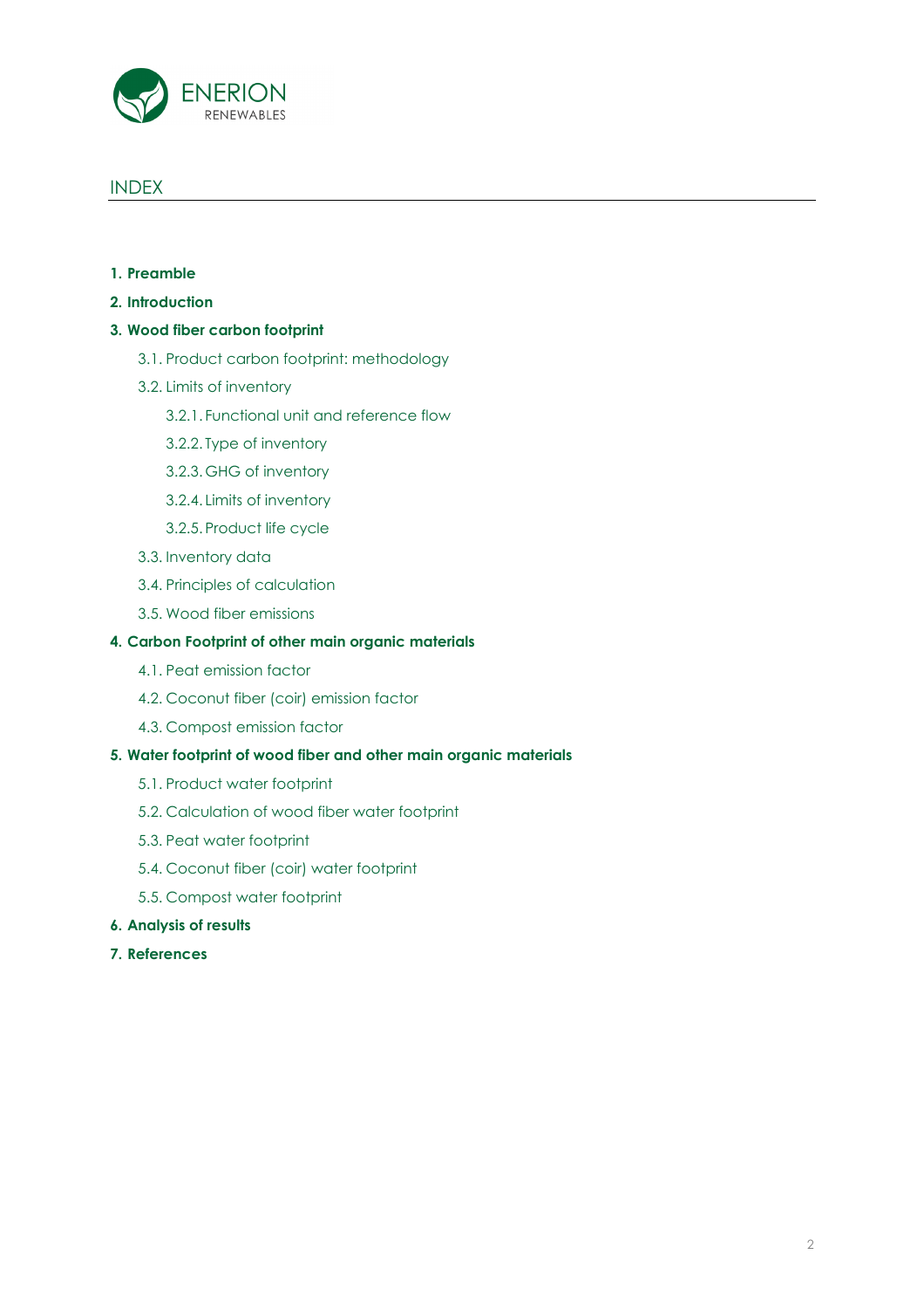# INDEX

**1. Preamble**

**2. Introduction**

**3. Wood fiber carbon footprint**

- 3.1. Product carbon footprint: methodology
- 3.2. Limits of inventory
  - 3.2.1. Functional unit and reference flow
  - 3.2.2. Type of inventory
  - 3.2.3. GHG of inventory
  - 3.2.4. Limits of inventory
  - 3.2.5. Product life cycle
- 3.3. Inventory data
- 3.4. Principles of calculation
- 3.5. Wood fiber emissions

**4. Carbon Footprint of other main organic materials**

- 4.1. Peat emission factor
- 4.2. Coconut fiber (coir) emission factor
- 4.3. Compost emission factor

**5. Water footprint of wood fiber and other main organic materials**

- 5.1. Product water footprint
- 5.2. Calculation of wood fiber water footprint
- 5.3. Peat water footprint
- 5.4. Coconut fiber (coir) water footprint
- 5.5. Compost water footprint

**6. Analysis of results**

**7. References**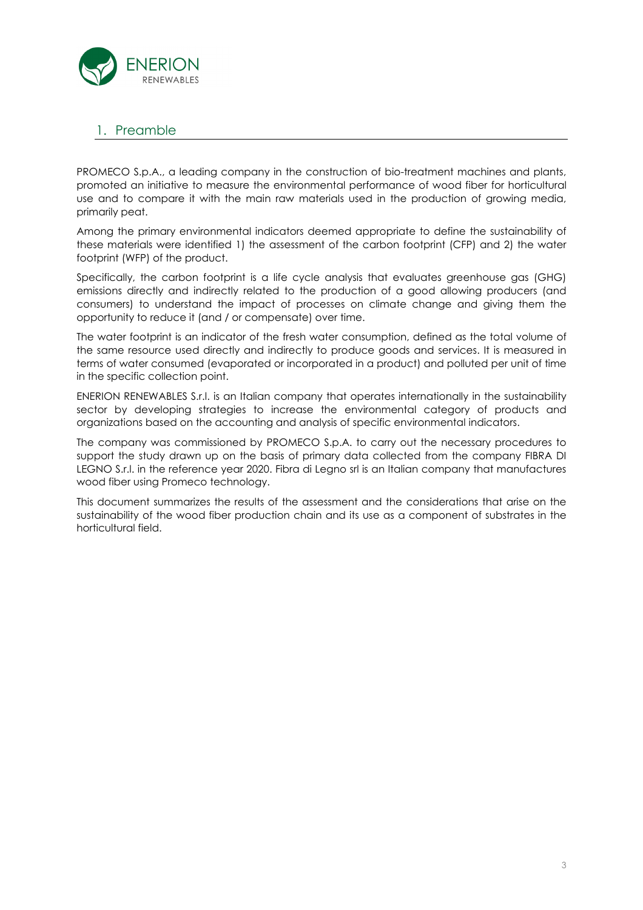## 1. Preamble

PROMECO S.p.A., a leading company in the construction of bio-treatment machines and plants, promoted an initiative to measure the environmental performance of wood fiber for horticultural use and to compare it with the main raw materials used in the production of growing media, primarily peat.

Among the primary environmental indicators deemed appropriate to define the sustainability of these materials were identified 1) the assessment of the carbon footprint (CFP) and 2) the water footprint (WFP) of the product.

Specifically, the carbon footprint is a life cycle analysis that evaluates greenhouse gas (GHG) emissions directly and indirectly related to the production of a good allowing producers (and consumers) to understand the impact of processes on climate change and giving them the opportunity to reduce it (and / or compensate) over time.

The water footprint is an indicator of the fresh water consumption, defined as the total volume of the same resource used directly and indirectly to produce goods and services. It is measured in terms of water consumed (evaporated or incorporated in a product) and polluted per unit of time in the specific collection point.

ENERION RENEWABLES S.r.l. is an Italian company that operates internationally in the sustainability sector by developing strategies to increase the environmental category of products and organizations based on the accounting and analysis of specific environmental indicators.

The company was commissioned by PROMECO S.p.A. to carry out the necessary procedures to support the study drawn up on the basis of primary data collected from the company FIBRA DI LEGNO S.r.l. in the reference year 2020. Fibra di Legno srl is an Italian company that manufactures wood fiber using Promeco technology.

This document summarizes the results of the assessment and the considerations that arise on the sustainability of the wood fiber production chain and its use as a component of substrates in the horticultural field.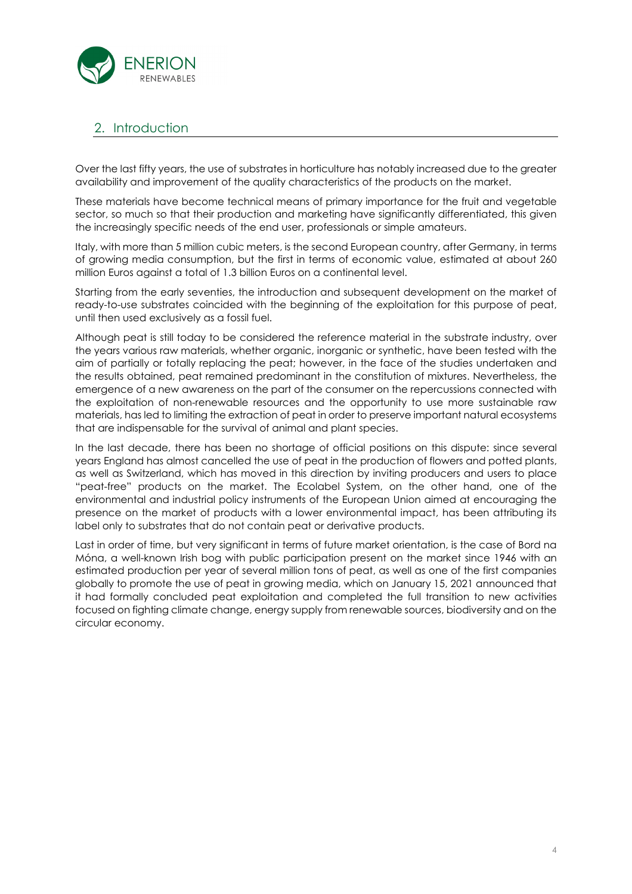## 2. Introduction

Over the last fifty years, the use of substrates in horticulture has notably increased due to the greater availability and improvement of the quality characteristics of the products on the market.

These materials have become technical means of primary importance for the fruit and vegetable sector, so much so that their production and marketing have significantly differentiated, this given the increasingly specific needs of the end user, professionals or simple amateurs.

Italy, with more than 5 million cubic meters, is the second European country, after Germany, in terms of growing media consumption, but the first in terms of economic value, estimated at about 260 million Euros against a total of 1.3 billion Euros on a continental level.

Starting from the early seventies, the introduction and subsequent development on the market of ready-to-use substrates coincided with the beginning of the exploitation for this purpose of peat, until then used exclusively as a fossil fuel.

Although peat is still today to be considered the reference material in the substrate industry, over the years various raw materials, whether organic, inorganic or synthetic, have been tested with the aim of partially or totally replacing the peat; however, in the face of the studies undertaken and the results obtained, peat remained predominant in the constitution of mixtures. Nevertheless, the emergence of a new awareness on the part of the consumer on the repercussions connected with the exploitation of non-renewable resources and the opportunity to use more sustainable raw materials, has led to limiting the extraction of peat in order to preserve important natural ecosystems that are indispensable for the survival of animal and plant species.

In the last decade, there has been no shortage of official positions on this dispute: since several years England has almost cancelled the use of peat in the production of flowers and potted plants, as well as Switzerland, which has moved in this direction by inviting producers and users to place "peat-free" products on the market. The Ecolabel System, on the other hand, one of the environmental and industrial policy instruments of the European Union aimed at encouraging the presence on the market of products with a lower environmental impact, has been attributing its label only to substrates that do not contain peat or derivative products.

Last in order of time, but very significant in terms of future market orientation, is the case of Bord na Móna, a well-known Irish bog with public participation present on the market since 1946 with an estimated production per year of several million tons of peat, as well as one of the first companies globally to promote the use of peat in growing media, which on January 15, 2021 announced that it had formally concluded peat exploitation and completed the full transition to new activities focused on fighting climate change, energy supply from renewable sources, biodiversity and on the circular economy.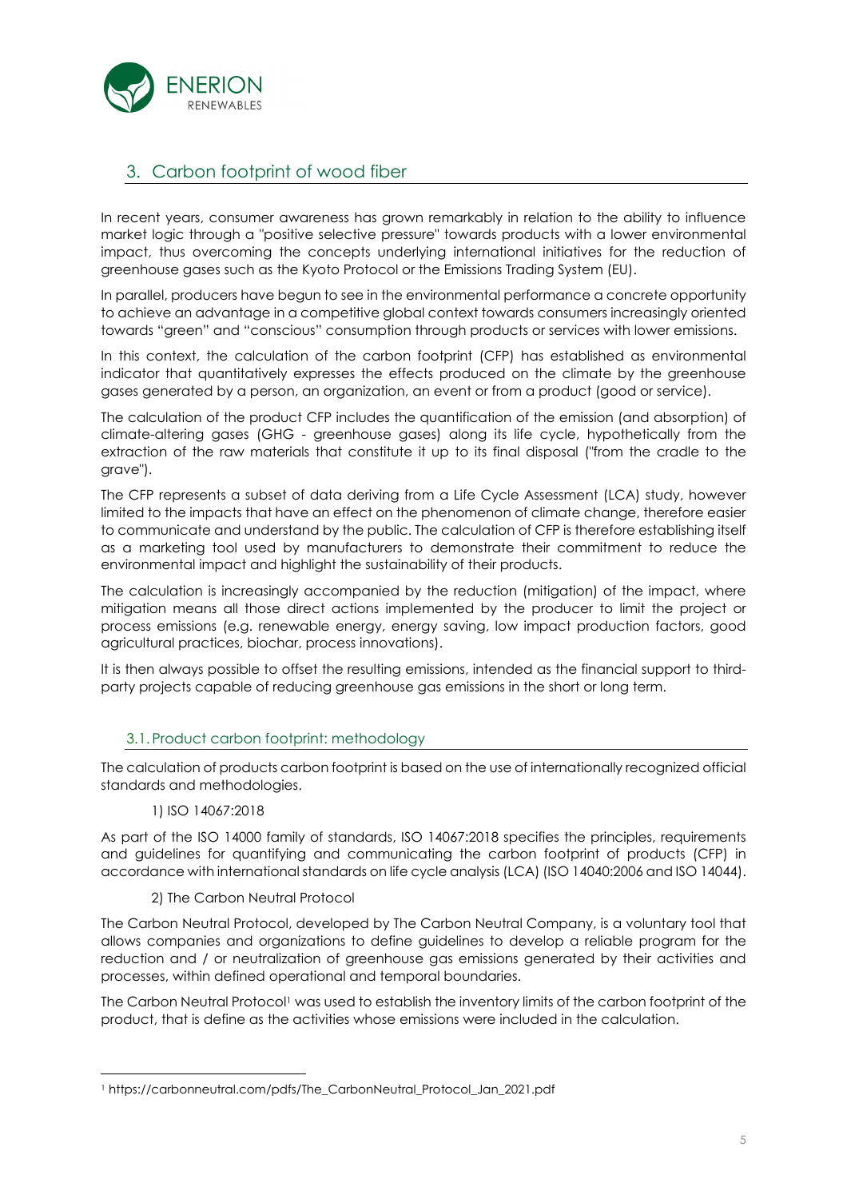## 3. Carbon footprint of wood fiber

In recent years, consumer awareness has grown remarkably in relation to the ability to influence market logic through a "positive selective pressure" towards products with a lower environmental impact, thus overcoming the concepts underlying international initiatives for the reduction of greenhouse gases such as the Kyoto Protocol or the Emissions Trading System (EU).

In parallel, producers have begun to see in the environmental performance a concrete opportunity to achieve an advantage in a competitive global context towards consumers increasingly oriented towards "green" and "conscious" consumption through products or services with lower emissions.

In this context, the calculation of the carbon footprint (CFP) has established as environmental indicator that quantitatively expresses the effects produced on the climate by the greenhouse gases generated by a person, an organization, an event or from a product (good or service).

The calculation of the product CFP includes the quantification of the emission (and absorption) of climate-altering gases (GHG - greenhouse gases) along its life cycle, hypothetically from the extraction of the raw materials that constitute it up to its final disposal ("from the cradle to the grave").

The CFP represents a subset of data deriving from a Life Cycle Assessment (LCA) study, however limited to the impacts that have an effect on the phenomenon of climate change, therefore easier to communicate and understand by the public. The calculation of CFP is therefore establishing itself as a marketing tool used by manufacturers to demonstrate their commitment to reduce the environmental impact and highlight the sustainability of their products.

The calculation is increasingly accompanied by the reduction (mitigation) of the impact, where mitigation means all those direct actions implemented by the producer to limit the project or process emissions (e.g. renewable energy, energy saving, low impact production factors, good agricultural practices, biochar, process innovations).

It is then always possible to offset the resulting emissions, intended as the financial support to third-party projects capable of reducing greenhouse gas emissions in the short or long term.

### 3.1. Product carbon footprint: methodology

The calculation of products carbon footprint is based on the use of internationally recognized official standards and methodologies.

1) ISO 14067:2018

As part of the ISO 14000 family of standards, ISO 14067:2018 specifies the principles, requirements and guidelines for quantifying and communicating the carbon footprint of products (CFP) in accordance with international standards on life cycle analysis (LCA) (ISO 14040:2006 and ISO 14044).

2) The Carbon Neutral Protocol

The Carbon Neutral Protocol, developed by The Carbon Neutral Company, is a voluntary tool that allows companies and organizations to define guidelines to develop a reliable program for the reduction and / or neutralization of greenhouse gas emissions generated by their activities and processes, within defined operational and temporal boundaries.

The Carbon Neutral Protocol[1] was used to establish the inventory limits of the carbon footprint of the product, that is define as the activities whose emissions were included in the calculation.

[1] https://carbonneutral.com/pdfs/The_CarbonNeutral_Protocol_Jan_2021.pdf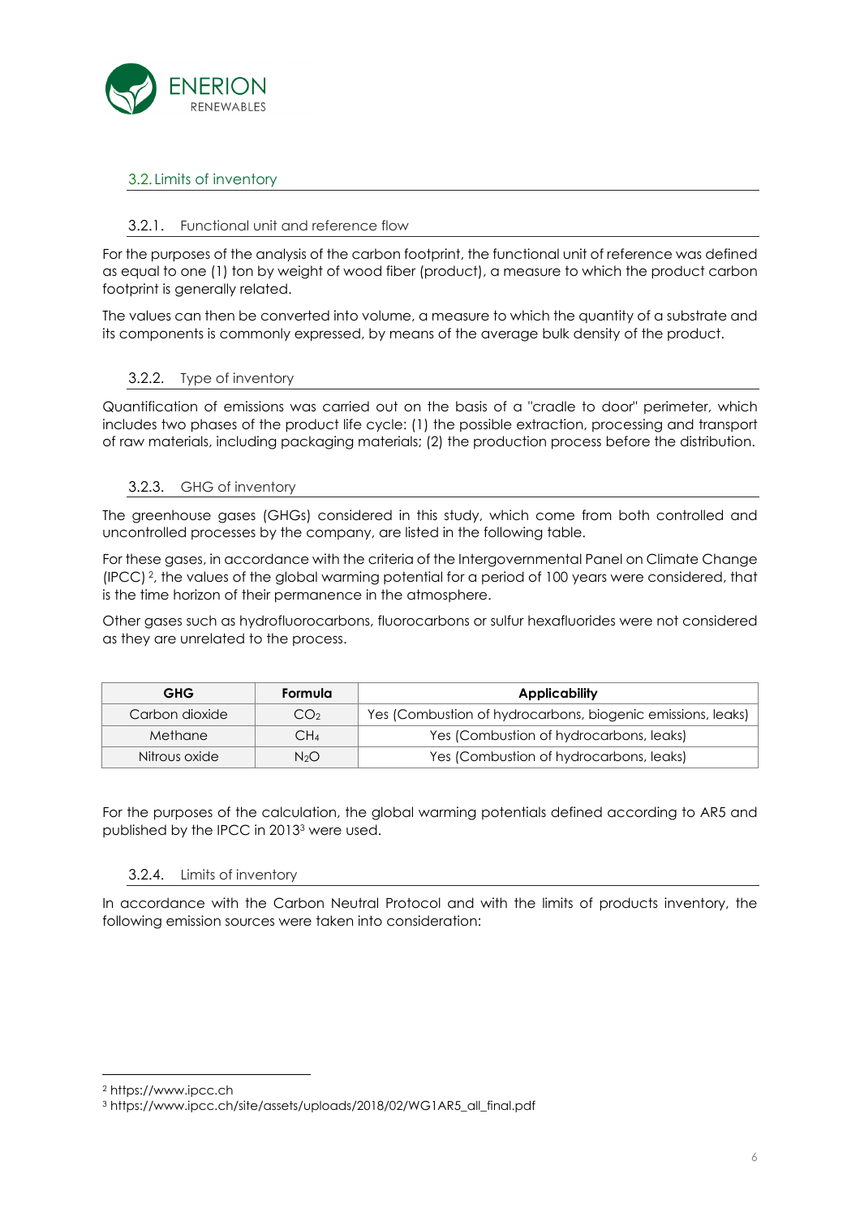## 3.2. Limits of inventory

### 3.2.1. Functional unit and reference flow

For the purposes of the analysis of the carbon footprint, the functional unit of reference was defined as equal to one (1) ton by weight of wood fiber (product), a measure to which the product carbon footprint is generally related.

The values can then be converted into volume, a measure to which the quantity of a substrate and its components is commonly expressed, by means of the average bulk density of the product.

### 3.2.2. Type of inventory

Quantification of emissions was carried out on the basis of a "cradle to door" perimeter, which includes two phases of the product life cycle: (1) the possible extraction, processing and transport of raw materials, including packaging materials; (2) the production process before the distribution.

### 3.2.3. GHG of inventory

The greenhouse gases (GHGs) considered in this study, which come from both controlled and uncontrolled processes by the company, are listed in the following table.

For these gases, in accordance with the criteria of the Intergovernmental Panel on Climate Change (IPCC) [2], the values of the global warming potential for a period of 100 years were considered, that is the time horizon of their permanence in the atmosphere.

Other gases such as hydrofluorocarbons, fluorocarbons or sulfur hexafluorides were not considered as they are unrelated to the process.

| GHG | Formula | Applicability |
|---|---|---|
| Carbon dioxide | $CO_2$ | Yes (Combustion of hydrocarbons, biogenic emissions, leaks) |
| Methane | $CH_4$ | Yes (Combustion of hydrocarbons, leaks) |
| Nitrous oxide | $N_2O$ | Yes (Combustion of hydrocarbons, leaks) |

For the purposes of the calculation, the global warming potentials defined according to AR5 and published by the IPCC in 2013[3] were used.

### 3.2.4. Limits of inventory

In accordance with the Carbon Neutral Protocol and with the limits of products inventory, the following emission sources were taken into consideration:

---

[2] https://www.ipcc.ch

[3] https://www.ipcc.ch/site/assets/uploads/2018/02/WG1AR5_all_final.pdf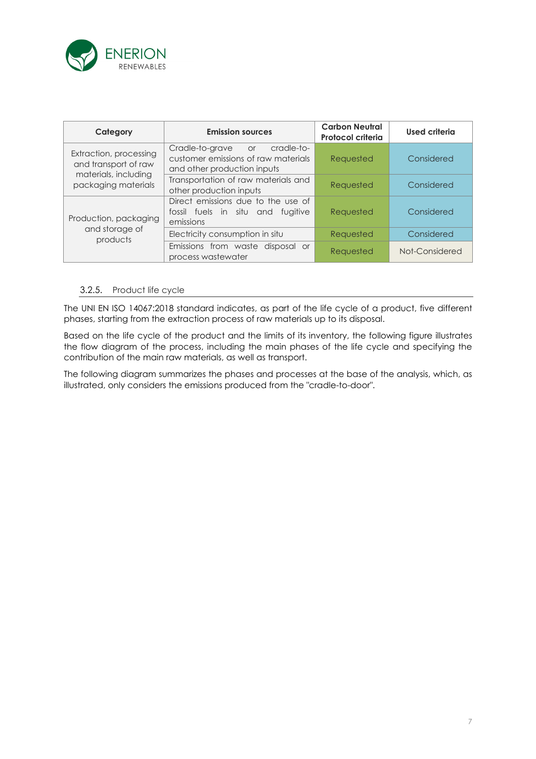| Category | Emission sources | Carbon Neutral Protocol criteria | Used criteria |
|---|---|---|---|
| Extraction, processing and transport of raw materials, including packaging materials | Cradle-to-grave or cradle-to-customer emissions of raw materials and other production inputs | Requested | Considered |
| | Transportation of raw materials and other production inputs | Requested | Considered |
| Production, packaging and storage of products | Direct emissions due to the use of fossil fuels in situ and fugitive emissions | Requested | Considered |
| | Electricity consumption in situ | Requested | Considered |
| | Emissions from waste disposal or process wastewater | Requested | Not-Considered |

### 3.2.5. Product life cycle

The UNI EN ISO 14067:2018 standard indicates, as part of the life cycle of a product, five different phases, starting from the extraction process of raw materials up to its disposal.

Based on the life cycle of the product and the limits of its inventory, the following figure illustrates the flow diagram of the process, including the main phases of the life cycle and specifying the contribution of the main raw materials, as well as transport.

The following diagram summarizes the phases and processes at the base of the analysis, which, as illustrated, only considers the emissions produced from the "cradle-to-door".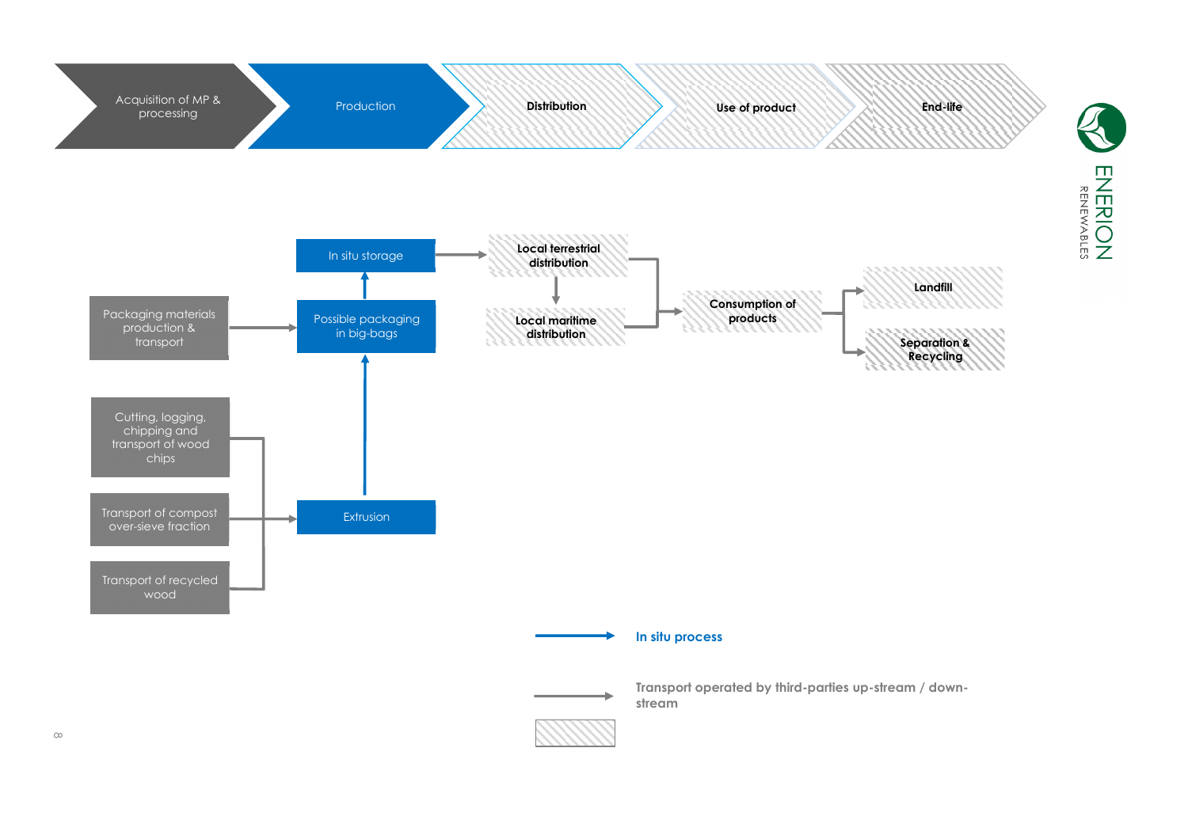Acquisition of MP & processing → Production → Distribution → Use of product → End-life

- Packaging materials production & transport → Possible packaging in big-bags
- Cutting, logging, chipping and transport of wood chips → Extrusion
- Transport of compost over-sieve fraction → Extrusion
- Transport of recycled wood → Extrusion
- Extrusion → Possible packaging in big-bags → In situ storage
- In situ storage → Local terrestrial distribution → Local maritime distribution
- Local terrestrial distribution / Local maritime distribution → Consumption of products
- Consumption of products → Landfill
- Consumption of products → Separation & Recycling

**In situ process**

**Transport operated by third-parties up-stream / down-stream**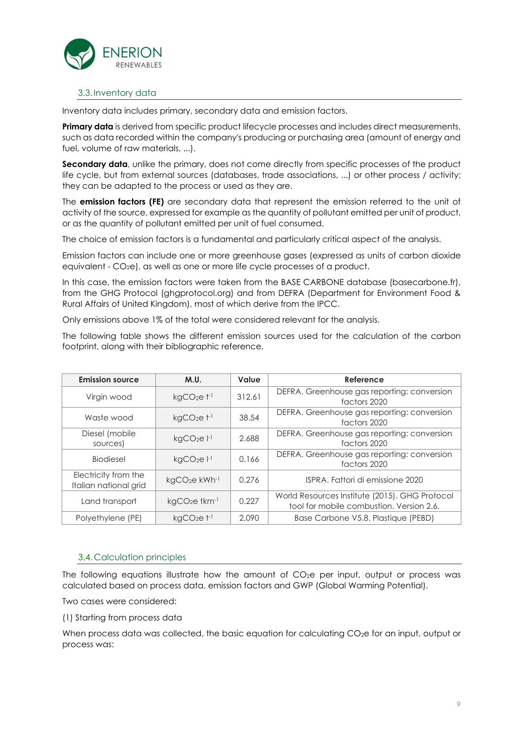## 3.3. Inventory data

Inventory data includes primary, secondary data and emission factors.

**Primary data** is derived from specific product lifecycle processes and includes direct measurements, such as data recorded within the company's producing or purchasing area (amount of energy and fuel, volume of raw materials, ...).

**Secondary data**, unlike the primary, does not come directly from specific processes of the product life cycle, but from external sources (databases, trade associations, ...) or other process / activity; they can be adapted to the process or used as they are.

The **emission factors (FE)** are secondary data that represent the emission referred to the unit of activity of the source, expressed for example as the quantity of pollutant emitted per unit of product, or as the quantity of pollutant emitted per unit of fuel consumed.

The choice of emission factors is a fundamental and particularly critical aspect of the analysis.

Emission factors can include one or more greenhouse gases (expressed as units of carbon dioxide equivalent - $CO_2e$), as well as one or more life cycle processes of a product.

In this case, the emission factors were taken from the BASE CARBONE database (basecarbone.fr), from the GHG Protocol (ghgprotocol.org) and from DEFRA (Department for Environment Food & Rural Affairs of United Kingdom), most of which derive from the IPCC.

Only emissions above 1% of the total were considered relevant for the analysis.

The following table shows the different emission sources used for the calculation of the carbon footprint, along with their bibliographic reference.

| Emission source | M.U. | Value | Reference |
|---|---|---|---|
| Virgin wood | $kgCO_2e\ t^{-1}$ | 312.61 | DEFRA. Greenhouse gas reporting: conversion factors 2020 |
| Waste wood | $kgCO_2e\ t^{-1}$ | 38.54 | DEFRA. Greenhouse gas reporting: conversion factors 2020 |
| Diesel (mobile sources) | $kgCO_2e\ l^{-1}$ | 2.688 | DEFRA. Greenhouse gas reporting: conversion factors 2020 |
| Biodiesel | $kgCO_2e\ l^{-1}$ | 0.166 | DEFRA. Greenhouse gas reporting: conversion factors 2020 |
| Electricity from the Italian national grid | $kgCO_2e\ kWh^{-1}$ | 0.276 | ISPRA. Fattori di emissione 2020 |
| Land transport | $kgCO_2e\ tkm^{-1}$ | 0.227 | World Resources Institute (2015). GHG Protocol tool for mobile combustion. Version 2.6. |
| Polyethylene (PE) | $kgCO_2e\ t^{-1}$ | 2,090 | Base Carbone V5.8. Plastique (PEBD) |

## 3.4. Calculation principles

The following equations illustrate how the amount of $CO_2e$ per input, output or process was calculated based on process data, emission factors and GWP (Global Warming Potential).

Two cases were considered:

(1) Starting from process data

When process data was collected, the basic equation for calculating $CO_2e$ for an input, output or process was: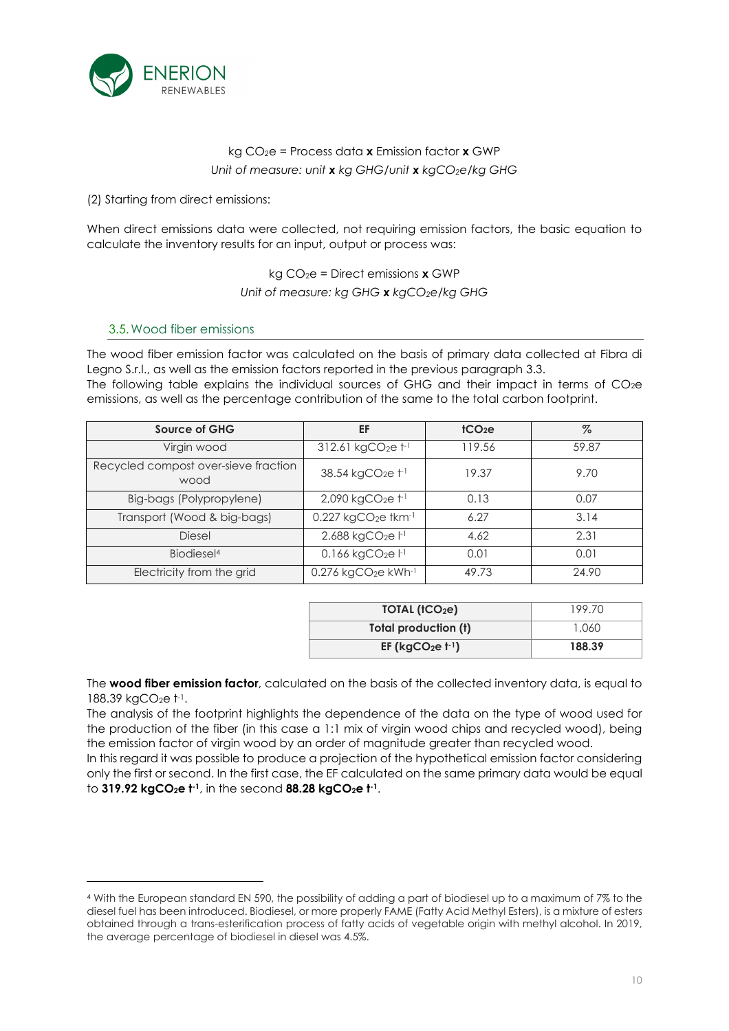$$\text{kg } CO_2e = \text{Process data } \mathbf{x} \text{ Emission factor } \mathbf{x} \text{ GWP}$$

*Unit of measure: unit* **x** *kg GHG/unit* **x** *kg$CO_2$e/kg GHG*

(2) Starting from direct emissions:

When direct emissions data were collected, not requiring emission factors, the basic equation to calculate the inventory results for an input, output or process was:

$$\text{kg } CO_2e = \text{Direct emissions } \mathbf{x} \text{ GWP}$$

*Unit of measure: kg GHG* **x** *kg$CO_2$e/kg GHG*

### 3.5. Wood fiber emissions

The wood fiber emission factor was calculated on the basis of primary data collected at Fibra di Legno S.r.l., as well as the emission factors reported in the previous paragraph 3.3.
The following table explains the individual sources of GHG and their impact in terms of $CO_2$e emissions, as well as the percentage contribution of the same to the total carbon footprint.

| Source of GHG | EF | t$CO_2$e | % |
|---|---|---|---|
| Virgin wood | 312.61 kg$CO_2$e $t^{-1}$ | 119.56 | 59.87 |
| Recycled compost over-sieve fraction wood | 38.54 kg$CO_2$e $t^{-1}$ | 19.37 | 9.70 |
| Big-bags (Polypropylene) | 2,090 kg$CO_2$e $t^{-1}$ | 0.13 | 0.07 |
| Transport (Wood & big-bags) | 0.227 kg$CO_2$e $tkm^{-1}$ | 6.27 | 3.14 |
| Diesel | 2.688 kg$CO_2$e $l^{-1}$ | 4.62 | 2.31 |
| Biodiesel[4] | 0.166 kg$CO_2$e $l^{-1}$ | 0.01 | 0.01 |
| Electricity from the grid | 0.276 kg$CO_2$e $kWh^{-1}$ | 49.73 | 24.90 |

| | |
|---|---|
| **TOTAL (t$CO_2$e)** | 199.70 |
| **Total production (t)** | 1,060 |
| **EF (kg$CO_2$e $t^{-1}$)** | **188.39** |

The **wood fiber emission factor**, calculated on the basis of the collected inventory data, is equal to 188.39 kg$CO_2$e $t^{-1}$.
The analysis of the footprint highlights the dependence of the data on the type of wood used for the production of the fiber (in this case a 1:1 mix of virgin wood chips and recycled wood), being the emission factor of virgin wood by an order of magnitude greater than recycled wood.
In this regard it was possible to produce a projection of the hypothetical emission factor considering only the first or second. In the first case, the EF calculated on the same primary data would be equal to **319.92 kg$CO_2$e $t^{-1}$**, in the second **88.28 kg$CO_2$e $t^{-1}$**.

---

[4] With the European standard EN 590, the possibility of adding a part of biodiesel up to a maximum of 7% to the diesel fuel has been introduced. Biodiesel, or more properly FAME (Fatty Acid Methyl Esters), is a mixture of esters obtained through a trans-esterification process of fatty acids of vegetable origin with methyl alcohol. In 2019, the average percentage of biodiesel in diesel was 4.5%.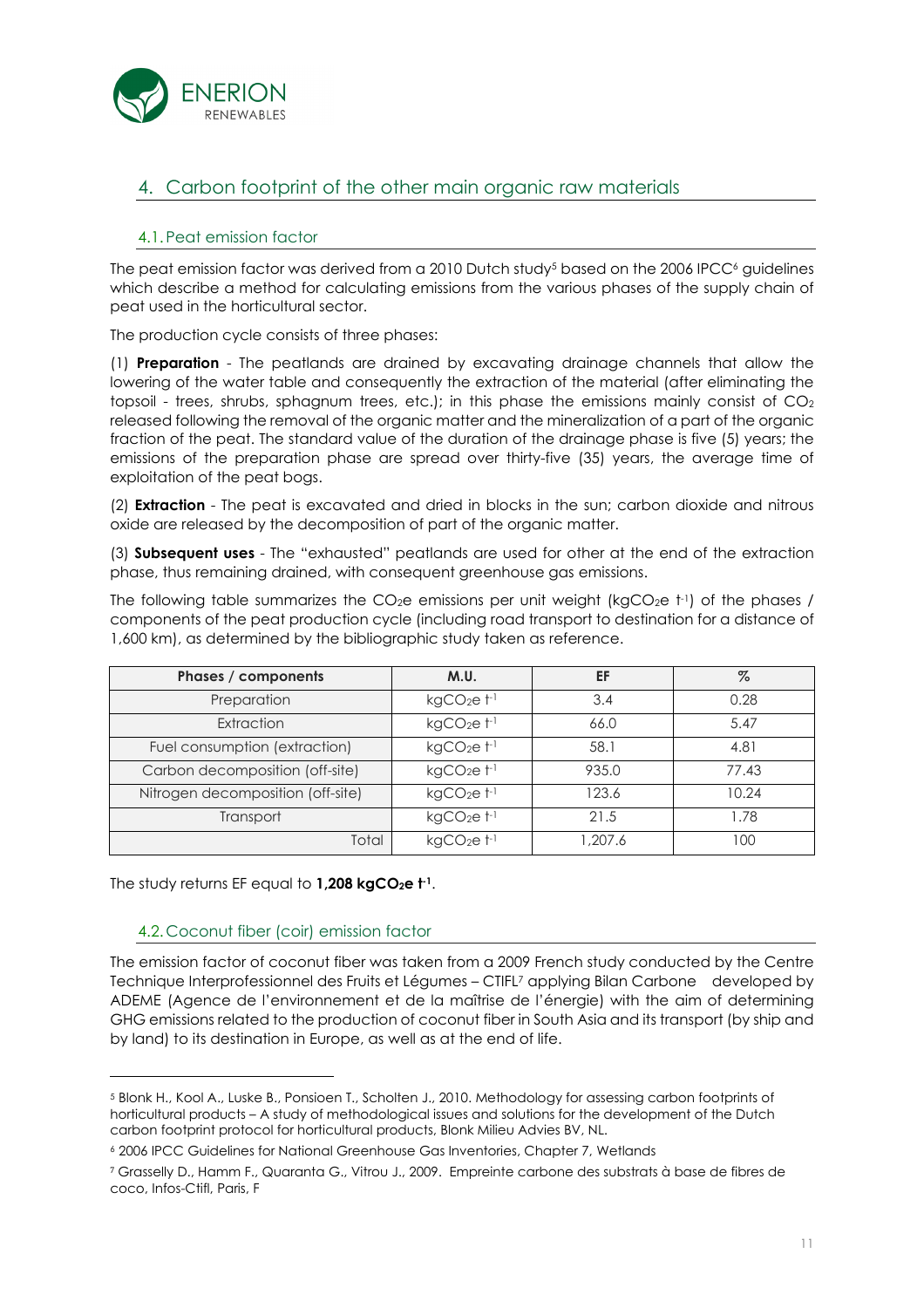## 4. Carbon footprint of the other main organic raw materials

### 4.1. Peat emission factor

The peat emission factor was derived from a 2010 Dutch study[5] based on the 2006 IPCC[6] guidelines which describe a method for calculating emissions from the various phases of the supply chain of peat used in the horticultural sector.

The production cycle consists of three phases:

(1) **Preparation** - The peatlands are drained by excavating drainage channels that allow the lowering of the water table and consequently the extraction of the material (after eliminating the topsoil - trees, shrubs, sphagnum trees, etc.); in this phase the emissions mainly consist of $CO_2$ released following the removal of the organic matter and the mineralization of a part of the organic fraction of the peat. The standard value of the duration of the drainage phase is five (5) years; the emissions of the preparation phase are spread over thirty-five (35) years, the average time of exploitation of the peat bogs.

(2) **Extraction** - The peat is excavated and dried in blocks in the sun; carbon dioxide and nitrous oxide are released by the decomposition of part of the organic matter.

(3) **Subsequent uses** - The "exhausted" peatlands are used for other at the end of the extraction phase, thus remaining drained, with consequent greenhouse gas emissions.

The following table summarizes the $CO_2e$ emissions per unit weight ($kgCO_2e\ t^{-1}$) of the phases / components of the peat production cycle (including road transport to destination for a distance of 1,600 km), as determined by the bibliographic study taken as reference.

| Phases / components | M.U. | EF | % |
|---|---|---|---|
| Preparation | $kgCO_2e\ t^{-1}$ | 3.4 | 0.28 |
| Extraction | $kgCO_2e\ t^{-1}$ | 66.0 | 5.47 |
| Fuel consumption (extraction) | $kgCO_2e\ t^{-1}$ | 58.1 | 4.81 |
| Carbon decomposition (off-site) | $kgCO_2e\ t^{-1}$ | 935.0 | 77.43 |
| Nitrogen decomposition (off-site) | $kgCO_2e\ t^{-1}$ | 123.6 | 10.24 |
| Transport | $kgCO_2e\ t^{-1}$ | 21.5 | 1.78 |
| Total | $kgCO_2e\ t^{-1}$ | 1,207.6 | 100 |

The study returns EF equal to **1,208 $kgCO_2e\ t^{-1}$**.

### 4.2. Coconut fiber (coir) emission factor

The emission factor of coconut fiber was taken from a 2009 French study conducted by the Centre Technique Interprofessionnel des Fruits et Légumes – CTIFL[7] applying Bilan Carbone developed by ADEME (Agence de l'environnement et de la maîtrise de l'énergie) with the aim of determining GHG emissions related to the production of coconut fiber in South Asia and its transport (by ship and by land) to its destination in Europe, as well as at the end of life.

---

[5] Blonk H., Kool A., Luske B., Ponsioen T., Scholten J., 2010. Methodology for assessing carbon footprints of horticultural products – A study of methodological issues and solutions for the development of the Dutch carbon footprint protocol for horticultural products, Blonk Milieu Advies BV, NL.

[6] 2006 IPCC Guidelines for National Greenhouse Gas Inventories, Chapter 7, Wetlands

[7] Grasselly D., Hamm F., Quaranta G., Vitrou J., 2009. Empreinte carbone des substrats à base de fibres de coco, Infos-Ctifl, Paris, F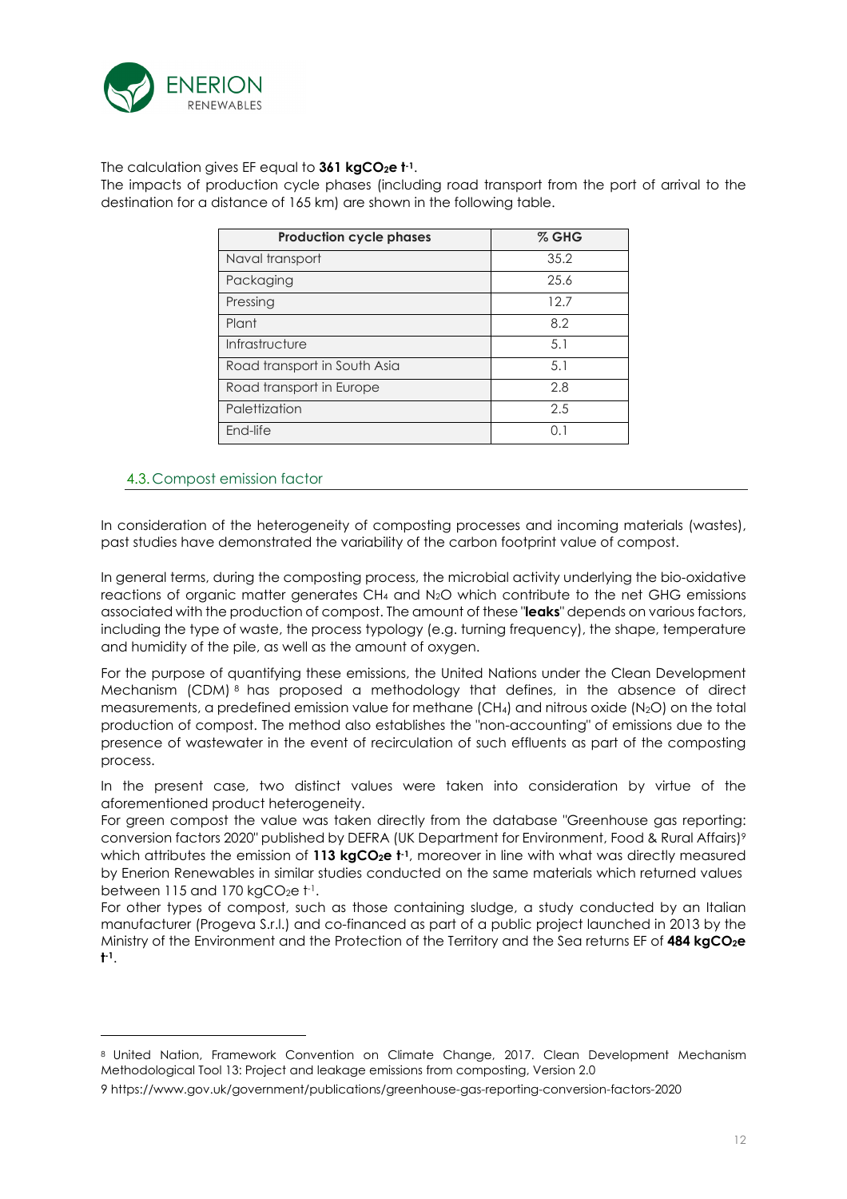The calculation gives EF equal to **361 kg$CO_2$e t$^{-1}$**.

The impacts of production cycle phases (including road transport from the port of arrival to the destination for a distance of 165 km) are shown in the following table.

| Production cycle phases | % GHG |
|---|---|
| Naval transport | 35.2 |
| Packaging | 25.6 |
| Pressing | 12.7 |
| Plant | 8.2 |
| Infrastructure | 5.1 |
| Road transport in South Asia | 5.1 |
| Road transport in Europe | 2.8 |
| Palettization | 2.5 |
| End-life | 0.1 |

### 4.3. Compost emission factor

In consideration of the heterogeneity of composting processes and incoming materials (wastes), past studies have demonstrated the variability of the carbon footprint value of compost.

In general terms, during the composting process, the microbial activity underlying the bio-oxidative reactions of organic matter generates $CH_4$ and $N_2O$ which contribute to the net GHG emissions associated with the production of compost. The amount of these "**leaks**" depends on various factors, including the type of waste, the process typology (e.g. turning frequency), the shape, temperature and humidity of the pile, as well as the amount of oxygen.

For the purpose of quantifying these emissions, the United Nations under the Clean Development Mechanism (CDM) [8] has proposed a methodology that defines, in the absence of direct measurements, a predefined emission value for methane ($CH_4$) and nitrous oxide ($N_2O$) on the total production of compost. The method also establishes the "non-accounting" of emissions due to the presence of wastewater in the event of recirculation of such effluents as part of the composting process.

In the present case, two distinct values were taken into consideration by virtue of the aforementioned product heterogeneity.

For green compost the value was taken directly from the database "Greenhouse gas reporting: conversion factors 2020" published by DEFRA (UK Department for Environment, Food & Rural Affairs)[9] which attributes the emission of **113 kg$CO_2$e t$^{-1}$**, moreover in line with what was directly measured by Enerion Renewables in similar studies conducted on the same materials which returned values between 115 and 170 kg$CO_2$e t$^{-1}$.

For other types of compost, such as those containing sludge, a study conducted by an Italian manufacturer (Progeva S.r.l.) and co-financed as part of a public project launched in 2013 by the Ministry of the Environment and the Protection of the Territory and the Sea returns EF of **484 kg$CO_2$e t$^{-1}$**.

---

[8] United Nation, Framework Convention on Climate Change, 2017. Clean Development Mechanism Methodological Tool 13: Project and leakage emissions from composting, Version 2.0

[9] https://www.gov.uk/government/publications/greenhouse-gas-reporting-conversion-factors-2020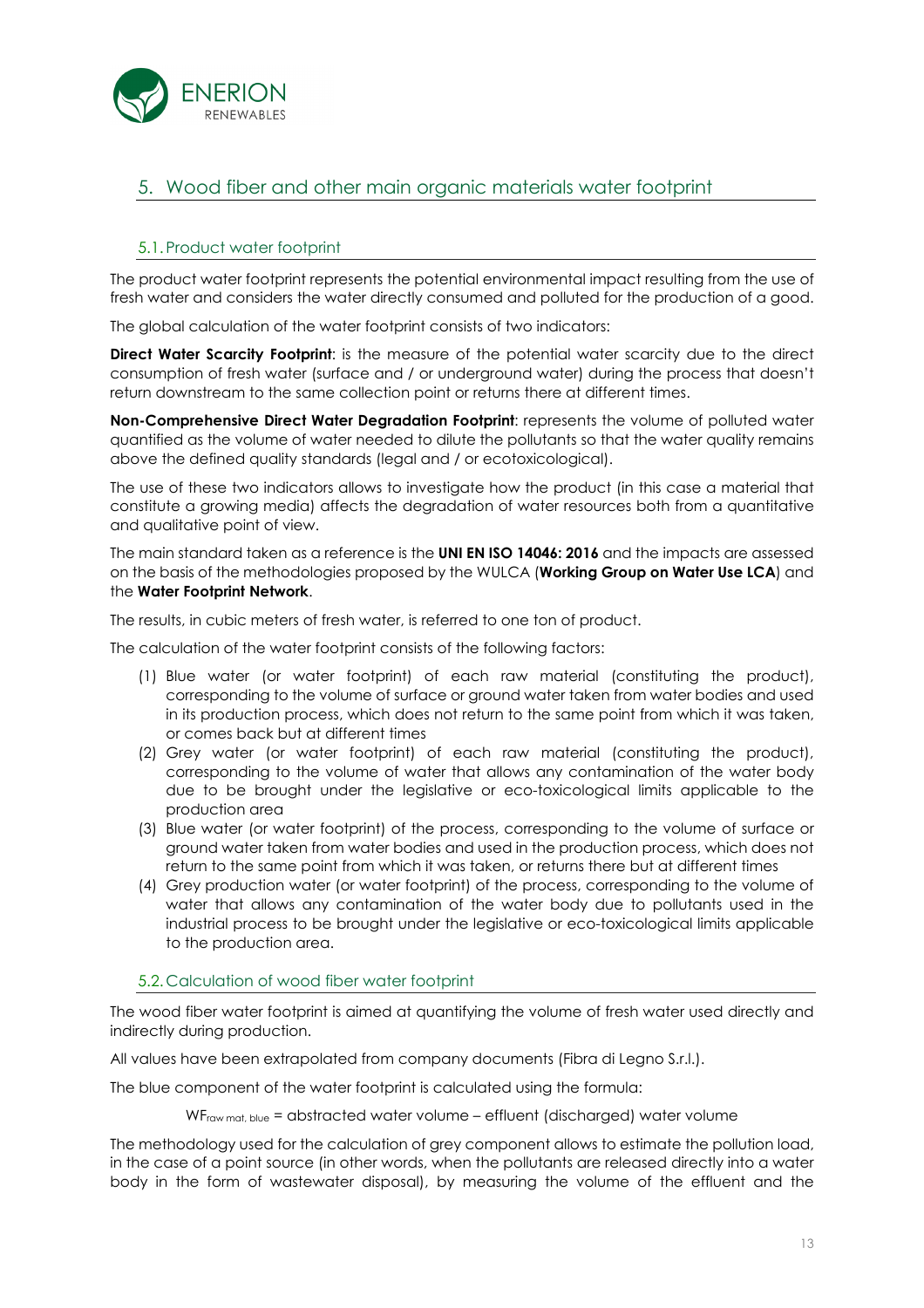## 5. Wood fiber and other main organic materials water footprint

### 5.1. Product water footprint

The product water footprint represents the potential environmental impact resulting from the use of fresh water and considers the water directly consumed and polluted for the production of a good.

The global calculation of the water footprint consists of two indicators:

**Direct Water Scarcity Footprint**: is the measure of the potential water scarcity due to the direct consumption of fresh water (surface and / or underground water) during the process that doesn't return downstream to the same collection point or returns there at different times.

**Non-Comprehensive Direct Water Degradation Footprint**: represents the volume of polluted water quantified as the volume of water needed to dilute the pollutants so that the water quality remains above the defined quality standards (legal and / or ecotoxicological).

The use of these two indicators allows to investigate how the product (in this case a material that constitute a growing media) affects the degradation of water resources both from a quantitative and qualitative point of view.

The main standard taken as a reference is the **UNI EN ISO 14046: 2016** and the impacts are assessed on the basis of the methodologies proposed by the WULCA (**Working Group on Water Use LCA**) and the **Water Footprint Network**.

The results, in cubic meters of fresh water, is referred to one ton of product.

The calculation of the water footprint consists of the following factors:

(1) Blue water (or water footprint) of each raw material (constituting the product), corresponding to the volume of surface or ground water taken from water bodies and used in its production process, which does not return to the same point from which it was taken, or comes back but at different times
(2) Grey water (or water footprint) of each raw material (constituting the product), corresponding to the volume of water that allows any contamination of the water body due to be brought under the legislative or eco-toxicological limits applicable to the production area
(3) Blue water (or water footprint) of the process, corresponding to the volume of surface or ground water taken from water bodies and used in the production process, which does not return to the same point from which it was taken, or returns there but at different times
(4) Grey production water (or water footprint) of the process, corresponding to the volume of water that allows any contamination of the water body due to pollutants used in the industrial process to be brought under the legislative or eco-toxicological limits applicable to the production area.

### 5.2. Calculation of wood fiber water footprint

The wood fiber water footprint is aimed at quantifying the volume of fresh water used directly and indirectly during production.

All values have been extrapolated from company documents (Fibra di Legno S.r.l.).

The blue component of the water footprint is calculated using the formula:

$$WF_{raw\ mat,\ blue} = \text{abstracted water volume} - \text{effluent (discharged) water volume}$$

The methodology used for the calculation of grey component allows to estimate the pollution load, in the case of a point source (in other words, when the pollutants are released directly into a water body in the form of wastewater disposal), by measuring the volume of the effluent and the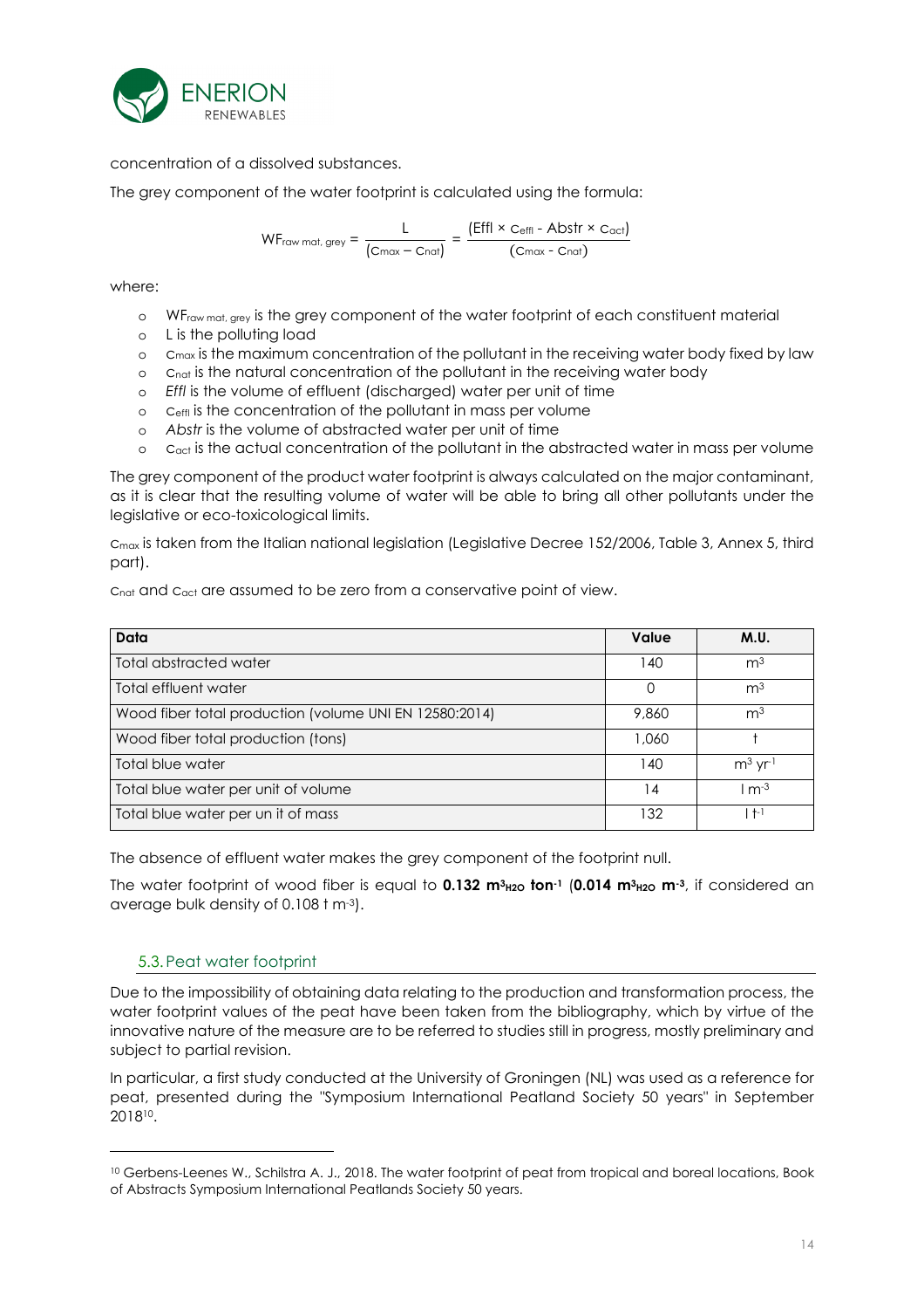concentration of a dissolved substances.

The grey component of the water footprint is calculated using the formula:

$$WF_{raw\ mat,\ grey} = \frac{L}{(c_{max} - c_{nat})} = \frac{(Effl \times c_{effl} - Abstr \times c_{act})}{(c_{max} - c_{nat})}$$

where:

- $WF_{raw\ mat,\ grey}$ is the grey component of the water footprint of each constituent material
- L is the polluting load
- $c_{max}$ is the maximum concentration of the pollutant in the receiving water body fixed by law
- $c_{nat}$ is the natural concentration of the pollutant in the receiving water body
- *Effl* is the volume of effluent (discharged) water per unit of time
- $c_{effl}$ is the concentration of the pollutant in mass per volume
- *Abstr* is the volume of abstracted water per unit of time
- $c_{act}$ is the actual concentration of the pollutant in the abstracted water in mass per volume

The grey component of the product water footprint is always calculated on the major contaminant, as it is clear that the resulting volume of water will be able to bring all other pollutants under the legislative or eco-toxicological limits.

$c_{max}$ is taken from the Italian national legislation (Legislative Decree 152/2006, Table 3, Annex 5, third part).

$c_{nat}$ and $c_{act}$ are assumed to be zero from a conservative point of view.

| Data | Value | M.U. |
|---|---|---|
| Total abstracted water | 140 | $m^3$ |
| Total effluent water | 0 | $m^3$ |
| Wood fiber total production (volume UNI EN 12580:2014) | 9,860 | $m^3$ |
| Wood fiber total production (tons) | 1,060 | t |
| Total blue water | 140 | $m^3\ yr^{-1}$ |
| Total blue water per unit of volume | 14 | $l\ m^{-3}$ |
| Total blue water per un it of mass | 132 | $l\ t^{-1}$ |

The absence of effluent water makes the grey component of the footprint null.

The water footprint of wood fiber is equal to **0.132 $m^3_{H2O}$ ton$^{-1}$** (**0.014 $m^3_{H2O}$ m$^{-3}$**, if considered an average bulk density of 0.108 t $m^{-3}$).

## 5.3. Peat water footprint

Due to the impossibility of obtaining data relating to the production and transformation process, the water footprint values of the peat have been taken from the bibliography, which by virtue of the innovative nature of the measure are to be referred to studies still in progress, mostly preliminary and subject to partial revision.

In particular, a first study conducted at the University of Groningen (NL) was used as a reference for peat, presented during the "Symposium International Peatland Society 50 years" in September 2018[10].

[10] Gerbens-Leenes W., Schilstra A. J., 2018. The water footprint of peat from tropical and boreal locations, Book of Abstracts Symposium International Peatlands Society 50 years.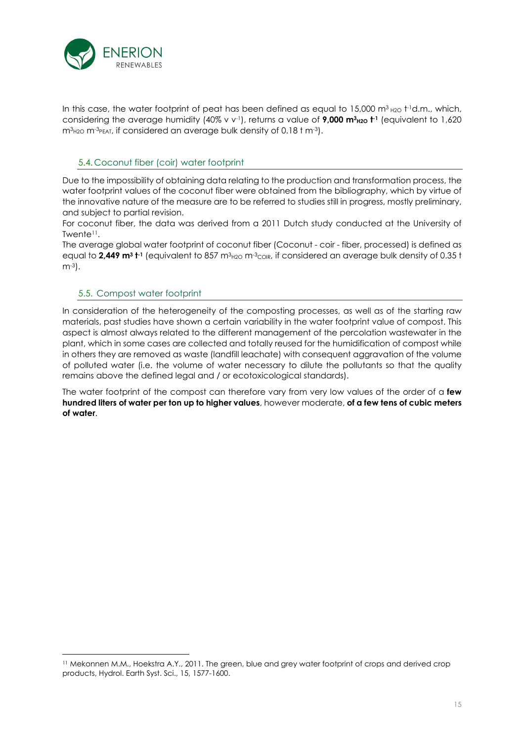In this case, the water footprint of peat has been defined as equal to 15,000 $m^3_{H2O}$ $t^{-1}$d.m., which, considering the average humidity (40% v $v^{-1}$), returns a value of **9,000 $m^3_{H2O}$ $t^{-1}$** (equivalent to 1,620 $m^3_{H2O}$ $m^{-3}_{PEAT}$, if considered an average bulk density of 0.18 t $m^{-3}$).

## 5.4. Coconut fiber (coir) water footprint

Due to the impossibility of obtaining data relating to the production and transformation process, the water footprint values of the coconut fiber were obtained from the bibliography, which by virtue of the innovative nature of the measure are to be referred to studies still in progress, mostly preliminary, and subject to partial revision.

For coconut fiber, the data was derived from a 2011 Dutch study conducted at the University of Twente[11].

The average global water footprint of coconut fiber (Coconut - coir - fiber, processed) is defined as equal to **2,449 $m^3$ $t^{-1}$** (equivalent to 857 $m^3_{H2O}$ $m^{-3}_{COIR}$, if considered an average bulk density of 0.35 t $m^{-3}$).

## 5.5. Compost water footprint

In consideration of the heterogeneity of the composting processes, as well as of the starting raw materials, past studies have shown a certain variability in the water footprint value of compost. This aspect is almost always related to the different management of the percolation wastewater in the plant, which in some cases are collected and totally reused for the humidification of compost while in others they are removed as waste (landfill leachate) with consequent aggravation of the volume of polluted water (i.e. the volume of water necessary to dilute the pollutants so that the quality remains above the defined legal and / or ecotoxicological standards).

The water footprint of the compost can therefore vary from very low values of the order of a **few hundred liters of water per ton up to higher values**, however moderate, **of a few tens of cubic meters of water**.

[11] Mekonnen M.M., Hoekstra A.Y., 2011. The green, blue and grey water footprint of crops and derived crop products, Hydrol. Earth Syst. Sci., 15, 1577-1600.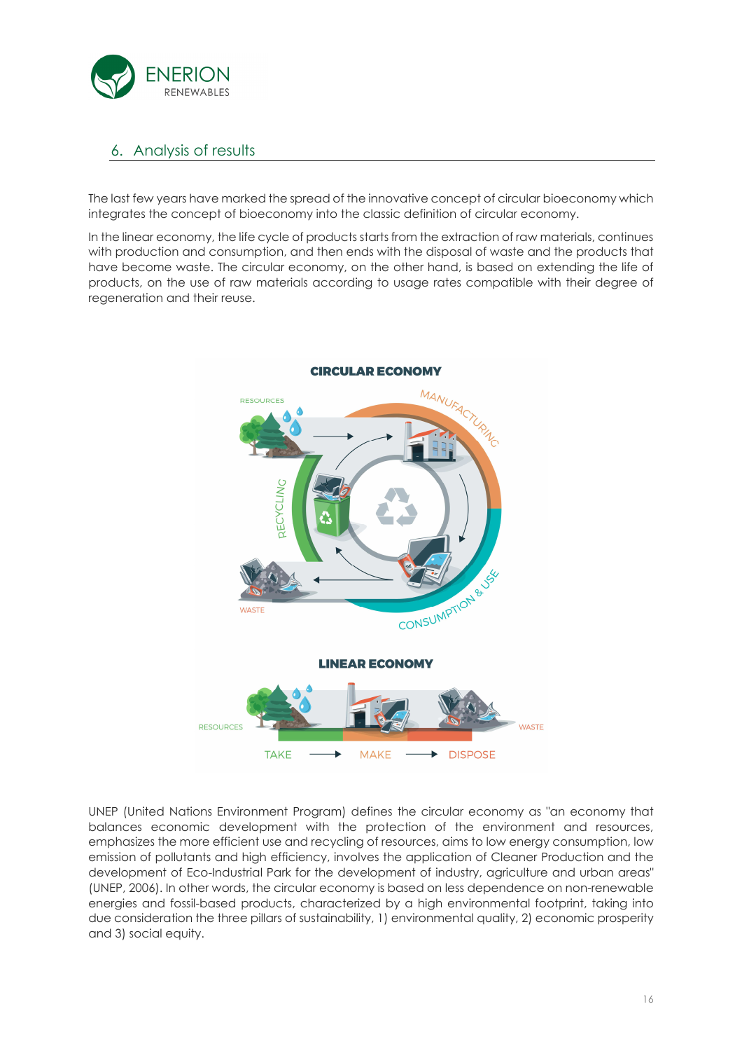## 6. Analysis of results

The last few years have marked the spread of the innovative concept of circular bioeconomy which integrates the concept of bioeconomy into the classic definition of circular economy.

In the linear economy, the life cycle of products starts from the extraction of raw materials, continues with production and consumption, and then ends with the disposal of waste and the products that have become waste. The circular economy, on the other hand, is based on extending the life of products, on the use of raw materials according to usage rates compatible with their degree of regeneration and their reuse.

UNEP (United Nations Environment Program) defines the circular economy as "an economy that balances economic development with the protection of the environment and resources, emphasizes the more efficient use and recycling of resources, aims to low energy consumption, low emission of pollutants and high efficiency, involves the application of Cleaner Production and the development of Eco-Industrial Park for the development of industry, agriculture and urban areas" (UNEP, 2006). In other words, the circular economy is based on less dependence on non-renewable energies and fossil-based products, characterized by a high environmental footprint, taking into due consideration the three pillars of sustainability, 1) environmental quality, 2) economic prosperity and 3) social equity.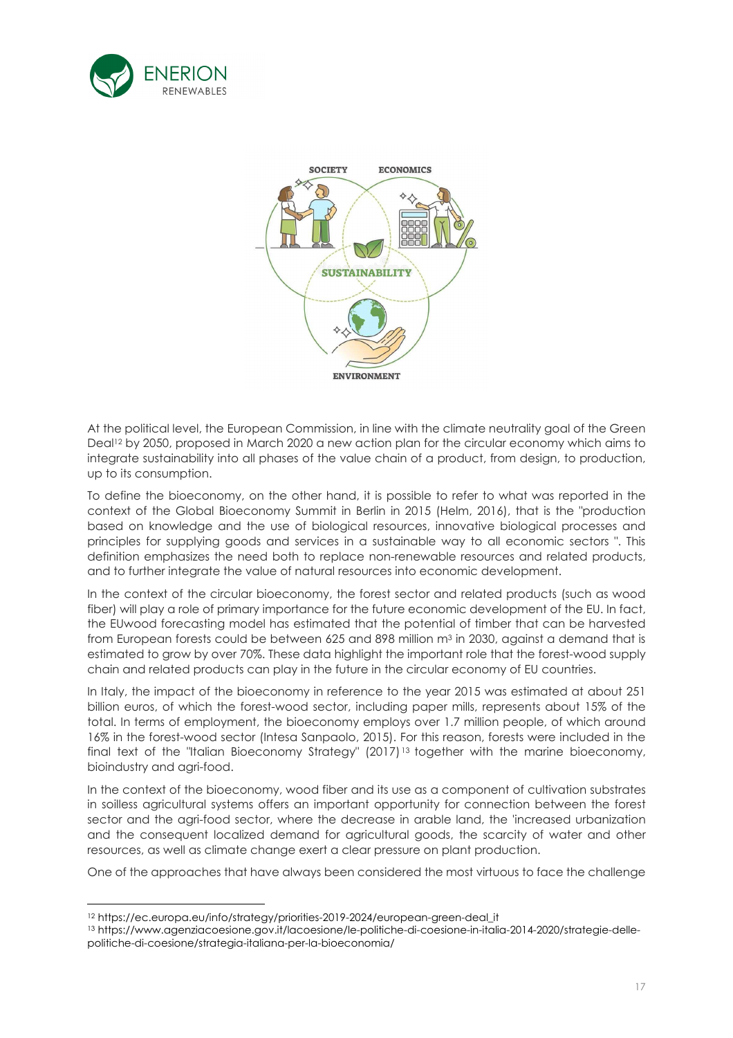At the political level, the European Commission, in line with the climate neutrality goal of the Green Deal[12] by 2050, proposed in March 2020 a new action plan for the circular economy which aims to integrate sustainability into all phases of the value chain of a product, from design, to production, up to its consumption.

To define the bioeconomy, on the other hand, it is possible to refer to what was reported in the context of the Global Bioeconomy Summit in Berlin in 2015 (Helm, 2016), that is the "production based on knowledge and the use of biological resources, innovative biological processes and principles for supplying goods and services in a sustainable way to all economic sectors ". This definition emphasizes the need both to replace non-renewable resources and related products, and to further integrate the value of natural resources into economic development.

In the context of the circular bioeconomy, the forest sector and related products (such as wood fiber) will play a role of primary importance for the future economic development of the EU. In fact, the EUwood forecasting model has estimated that the potential of timber that can be harvested from European forests could be between 625 and 898 million m³ in 2030, against a demand that is estimated to grow by over 70%. These data highlight the important role that the forest-wood supply chain and related products can play in the future in the circular economy of EU countries.

In Italy, the impact of the bioeconomy in reference to the year 2015 was estimated at about 251 billion euros, of which the forest-wood sector, including paper mills, represents about 15% of the total. In terms of employment, the bioeconomy employs over 1.7 million people, of which around 16% in the forest-wood sector (Intesa Sanpaolo, 2015). For this reason, forests were included in the final text of the "Italian Bioeconomy Strategy" (2017)[13] together with the marine bioeconomy, bioindustry and agri-food.

In the context of the bioeconomy, wood fiber and its use as a component of cultivation substrates in soilless agricultural systems offers an important opportunity for connection between the forest sector and the agri-food sector, where the decrease in arable land, the 'increased urbanization and the consequent localized demand for agricultural goods, the scarcity of water and other resources, as well as climate change exert a clear pressure on plant production.

One of the approaches that have always been considered the most virtuous to face the challenge

---

[12] https://ec.europa.eu/info/strategy/priorities-2019-2024/european-green-deal_it

[13] https://www.agenziacoesione.gov.it/lacoesione/le-politiche-di-coesione-in-italia-2014-2020/strategie-delle-politiche-di-coesione/strategia-italiana-per-la-bioeconomia/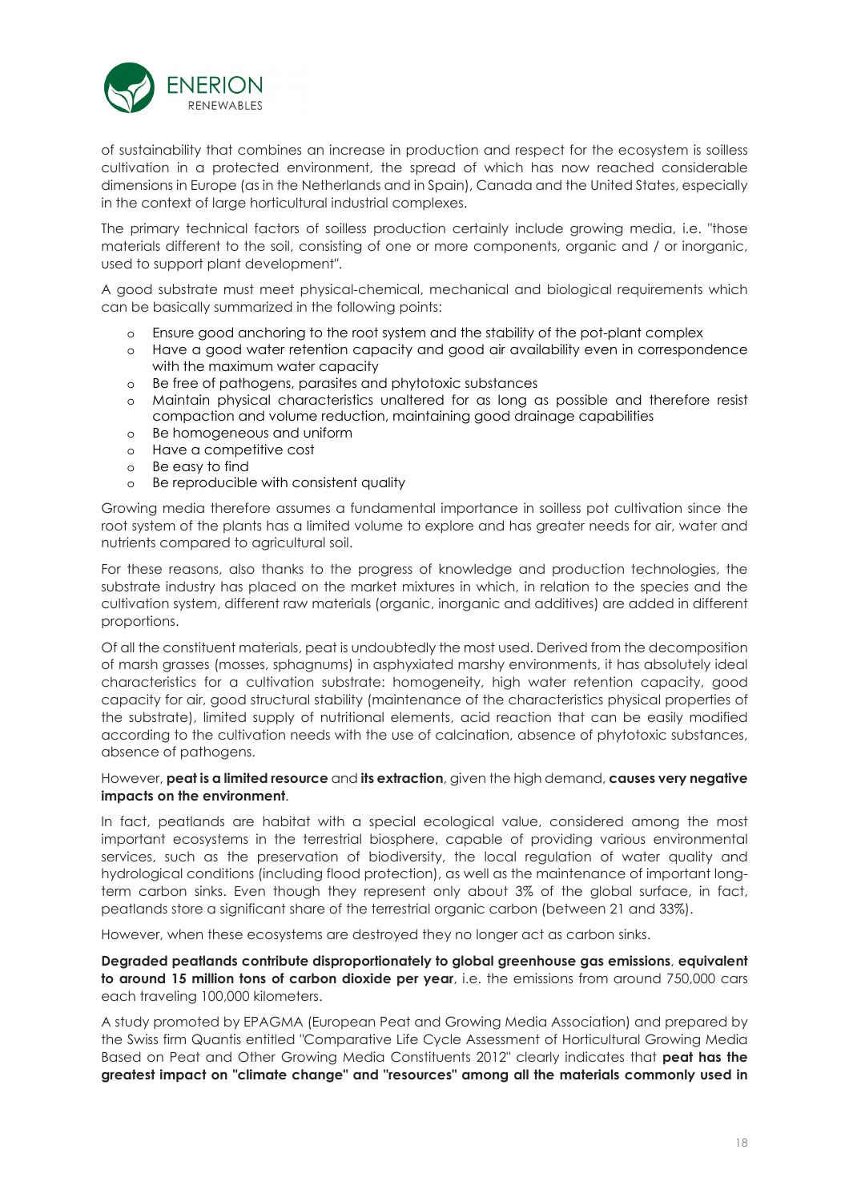of sustainability that combines an increase in production and respect for the ecosystem is soilless cultivation in a protected environment, the spread of which has now reached considerable dimensions in Europe (as in the Netherlands and in Spain), Canada and the United States, especially in the context of large horticultural industrial complexes.

The primary technical factors of soilless production certainly include growing media, i.e. "those materials different to the soil, consisting of one or more components, organic and / or inorganic, used to support plant development".

A good substrate must meet physical-chemical, mechanical and biological requirements which can be basically summarized in the following points:

- Ensure good anchoring to the root system and the stability of the pot-plant complex
- Have a good water retention capacity and good air availability even in correspondence with the maximum water capacity
- Be free of pathogens, parasites and phytotoxic substances
- Maintain physical characteristics unaltered for as long as possible and therefore resist compaction and volume reduction, maintaining good drainage capabilities
- Be homogeneous and uniform
- Have a competitive cost
- Be easy to find
- Be reproducible with consistent quality

Growing media therefore assumes a fundamental importance in soilless pot cultivation since the root system of the plants has a limited volume to explore and has greater needs for air, water and nutrients compared to agricultural soil.

For these reasons, also thanks to the progress of knowledge and production technologies, the substrate industry has placed on the market mixtures in which, in relation to the species and the cultivation system, different raw materials (organic, inorganic and additives) are added in different proportions.

Of all the constituent materials, peat is undoubtedly the most used. Derived from the decomposition of marsh grasses (mosses, sphagnums) in asphyxiated marshy environments, it has absolutely ideal characteristics for a cultivation substrate: homogeneity, high water retention capacity, good capacity for air, good structural stability (maintenance of the characteristics physical properties of the substrate), limited supply of nutritional elements, acid reaction that can be easily modified according to the cultivation needs with the use of calcination, absence of phytotoxic substances, absence of pathogens.

However, **peat is a limited resource** and **its extraction**, given the high demand, **causes very negative impacts on the environment**.

In fact, peatlands are habitat with a special ecological value, considered among the most important ecosystems in the terrestrial biosphere, capable of providing various environmental services, such as the preservation of biodiversity, the local regulation of water quality and hydrological conditions (including flood protection), as well as the maintenance of important long-term carbon sinks. Even though they represent only about 3% of the global surface, in fact, peatlands store a significant share of the terrestrial organic carbon (between 21 and 33%).

However, when these ecosystems are destroyed they no longer act as carbon sinks.

**Degraded peatlands contribute disproportionately to global greenhouse gas emissions**, **equivalent to around 15 million tons of carbon dioxide per year**, i.e. the emissions from around 750,000 cars each traveling 100,000 kilometers.

A study promoted by EPAGMA (European Peat and Growing Media Association) and prepared by the Swiss firm Quantis entitled "Comparative Life Cycle Assessment of Horticultural Growing Media Based on Peat and Other Growing Media Constituents 2012" clearly indicates that **peat has the greatest impact on "climate change" and "resources" among all the materials commonly used in**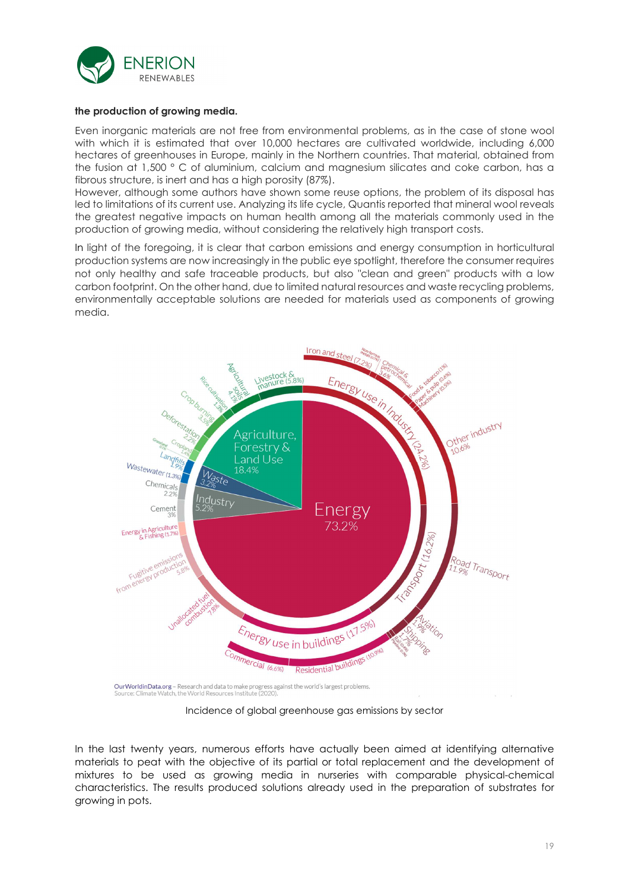**the production of growing media.**

Even inorganic materials are not free from environmental problems, as in the case of stone wool with which it is estimated that over 10,000 hectares are cultivated worldwide, including 6,000 hectares of greenhouses in Europe, mainly in the Northern countries. That material, obtained from the fusion at 1,500 ° C of aluminium, calcium and magnesium silicates and coke carbon, has a fibrous structure, is inert and has a high porosity (87%).
However, although some authors have shown some reuse options, the problem of its disposal has led to limitations of its current use. Analyzing its life cycle, Quantis reported that mineral wool reveals the greatest negative impacts on human health among all the materials commonly used in the production of growing media, without considering the relatively high transport costs.

In light of the foregoing, it is clear that carbon emissions and energy consumption in horticultural production systems are now increasingly in the public eye spotlight, therefore the consumer requires not only healthy and safe traceable products, but also "clean and green" products with a low carbon footprint. On the other hand, due to limited natural resources and waste recycling problems, environmentally acceptable solutions are needed for materials used as components of growing media.

Incidence of global greenhouse gas emissions by sector

In the last twenty years, numerous efforts have actually been aimed at identifying alternative materials to peat with the objective of its partial or total replacement and the development of mixtures to be used as growing media in nurseries with comparable physical-chemical characteristics. The results produced solutions already used in the preparation of substrates for growing in pots.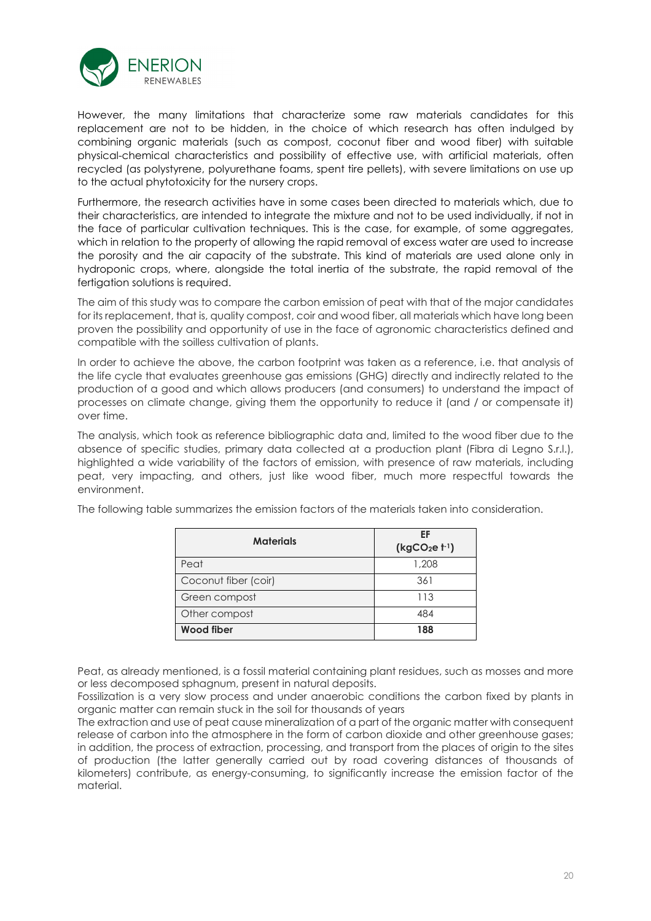However, the many limitations that characterize some raw materials candidates for this replacement are not to be hidden, in the choice of which research has often indulged by combining organic materials (such as compost, coconut fiber and wood fiber) with suitable physical-chemical characteristics and possibility of effective use, with artificial materials, often recycled (as polystyrene, polyurethane foams, spent tire pellets), with severe limitations on use up to the actual phytotoxicity for the nursery crops.

Furthermore, the research activities have in some cases been directed to materials which, due to their characteristics, are intended to integrate the mixture and not to be used individually, if not in the face of particular cultivation techniques. This is the case, for example, of some aggregates, which in relation to the property of allowing the rapid removal of excess water are used to increase the porosity and the air capacity of the substrate. This kind of materials are used alone only in hydroponic crops, where, alongside the total inertia of the substrate, the rapid removal of the fertigation solutions is required.

The aim of this study was to compare the carbon emission of peat with that of the major candidates for its replacement, that is, quality compost, coir and wood fiber, all materials which have long been proven the possibility and opportunity of use in the face of agronomic characteristics defined and compatible with the soilless cultivation of plants.

In order to achieve the above, the carbon footprint was taken as a reference, i.e. that analysis of the life cycle that evaluates greenhouse gas emissions (GHG) directly and indirectly related to the production of a good and which allows producers (and consumers) to understand the impact of processes on climate change, giving them the opportunity to reduce it (and / or compensate it) over time.

The analysis, which took as reference bibliographic data and, limited to the wood fiber due to the absence of specific studies, primary data collected at a production plant (Fibra di Legno S.r.l.), highlighted a wide variability of the factors of emission, with presence of raw materials, including peat, very impacting, and others, just like wood fiber, much more respectful towards the environment.

The following table summarizes the emission factors of the materials taken into consideration.

| Materials | EF ($kgCO_2e\ t^{-1}$) |
|---|---|
| Peat | 1,208 |
| Coconut fiber (coir) | 361 |
| Green compost | 113 |
| Other compost | 484 |
| **Wood fiber** | **188** |

Peat, as already mentioned, is a fossil material containing plant residues, such as mosses and more or less decomposed sphagnum, present in natural deposits.
Fossilization is a very slow process and under anaerobic conditions the carbon fixed by plants in organic matter can remain stuck in the soil for thousands of years
The extraction and use of peat cause mineralization of a part of the organic matter with consequent release of carbon into the atmosphere in the form of carbon dioxide and other greenhouse gases; in addition, the process of extraction, processing, and transport from the places of origin to the sites of production (the latter generally carried out by road covering distances of thousands of kilometers) contribute, as energy-consuming, to significantly increase the emission factor of the material.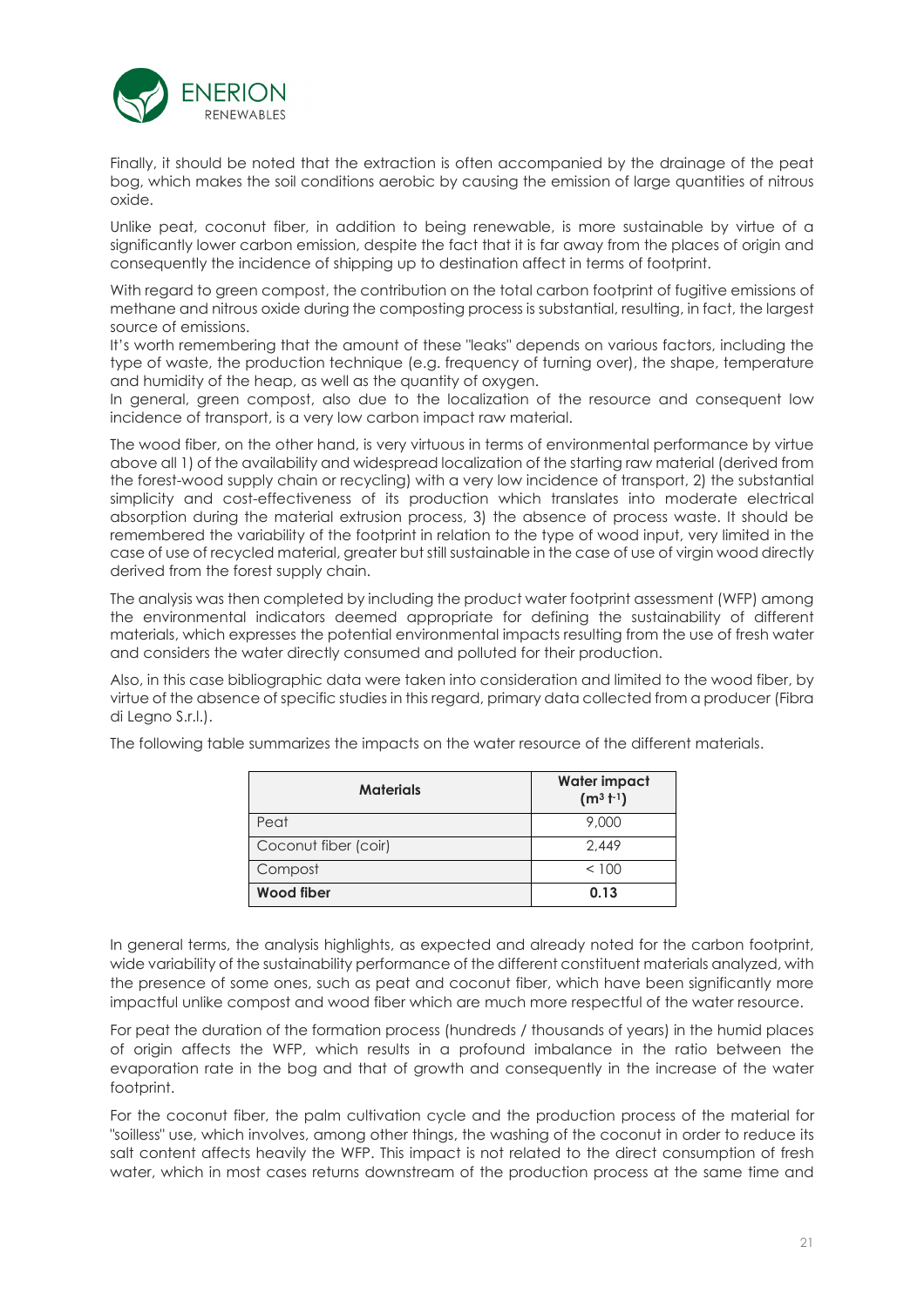Finally, it should be noted that the extraction is often accompanied by the drainage of the peat bog, which makes the soil conditions aerobic by causing the emission of large quantities of nitrous oxide.

Unlike peat, coconut fiber, in addition to being renewable, is more sustainable by virtue of a significantly lower carbon emission, despite the fact that it is far away from the places of origin and consequently the incidence of shipping up to destination affect in terms of footprint.

With regard to green compost, the contribution on the total carbon footprint of fugitive emissions of methane and nitrous oxide during the composting process is substantial, resulting, in fact, the largest source of emissions.
It's worth remembering that the amount of these "leaks" depends on various factors, including the type of waste, the production technique (e.g. frequency of turning over), the shape, temperature and humidity of the heap, as well as the quantity of oxygen.
In general, green compost, also due to the localization of the resource and consequent low incidence of transport, is a very low carbon impact raw material.

The wood fiber, on the other hand, is very virtuous in terms of environmental performance by virtue above all 1) of the availability and widespread localization of the starting raw material (derived from the forest-wood supply chain or recycling) with a very low incidence of transport, 2) the substantial simplicity and cost-effectiveness of its production which translates into moderate electrical absorption during the material extrusion process, 3) the absence of process waste. It should be remembered the variability of the footprint in relation to the type of wood input, very limited in the case of use of recycled material, greater but still sustainable in the case of use of virgin wood directly derived from the forest supply chain.

The analysis was then completed by including the product water footprint assessment (WFP) among the environmental indicators deemed appropriate for defining the sustainability of different materials, which expresses the potential environmental impacts resulting from the use of fresh water and considers the water directly consumed and polluted for their production.

Also, in this case bibliographic data were taken into consideration and limited to the wood fiber, by virtue of the absence of specific studies in this regard, primary data collected from a producer (Fibra di Legno S.r.l.).

The following table summarizes the impacts on the water resource of the different materials.

| **Materials** | **Water impact ($m^3\ t^{-1}$)** |
|---|---|
| Peat | 9,000 |
| Coconut fiber (coir) | 2,449 |
| Compost | < 100 |
| **Wood fiber** | **0.13** |

In general terms, the analysis highlights, as expected and already noted for the carbon footprint, wide variability of the sustainability performance of the different constituent materials analyzed, with the presence of some ones, such as peat and coconut fiber, which have been significantly more impactful unlike compost and wood fiber which are much more respectful of the water resource.

For peat the duration of the formation process (hundreds / thousands of years) in the humid places of origin affects the WFP, which results in a profound imbalance in the ratio between the evaporation rate in the bog and that of growth and consequently in the increase of the water footprint.

For the coconut fiber, the palm cultivation cycle and the production process of the material for "soilless" use, which involves, among other things, the washing of the coconut in order to reduce its salt content affects heavily the WFP. This impact is not related to the direct consumption of fresh water, which in most cases returns downstream of the production process at the same time and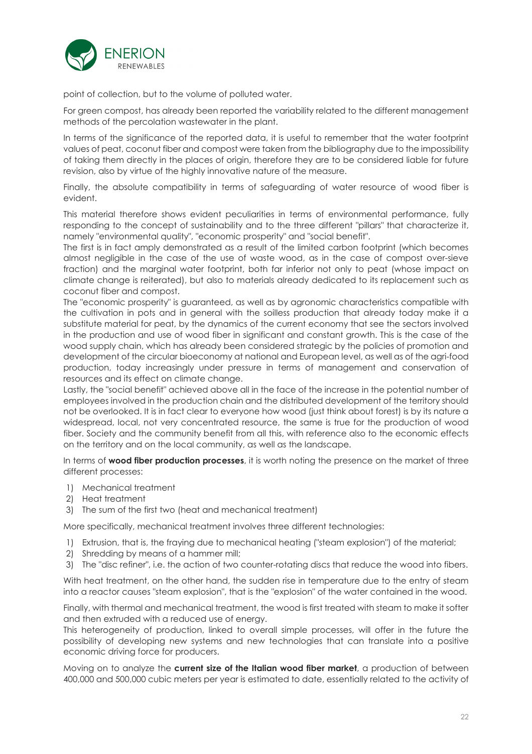point of collection, but to the volume of polluted water.

For green compost, has already been reported the variability related to the different management methods of the percolation wastewater in the plant.

In terms of the significance of the reported data, it is useful to remember that the water footprint values of peat, coconut fiber and compost were taken from the bibliography due to the impossibility of taking them directly in the places of origin, therefore they are to be considered liable for future revision, also by virtue of the highly innovative nature of the measure.

Finally, the absolute compatibility in terms of safeguarding of water resource of wood fiber is evident.

This material therefore shows evident peculiarities in terms of environmental performance, fully responding to the concept of sustainability and to the three different "pillars" that characterize it, namely "environmental quality", "economic prosperity" and "social benefit".
The first is in fact amply demonstrated as a result of the limited carbon footprint (which becomes almost negligible in the case of the use of waste wood, as in the case of compost over-sieve fraction) and the marginal water footprint, both far inferior not only to peat (whose impact on climate change is reiterated), but also to materials already dedicated to its replacement such as coconut fiber and compost.
The "economic prosperity" is guaranteed, as well as by agronomic characteristics compatible with the cultivation in pots and in general with the soilless production that already today make it a substitute material for peat, by the dynamics of the current economy that see the sectors involved in the production and use of wood fiber in significant and constant growth. This is the case of the wood supply chain, which has already been considered strategic by the policies of promotion and development of the circular bioeconomy at national and European level, as well as of the agri-food production, today increasingly under pressure in terms of management and conservation of resources and its effect on climate change.
Lastly, the "social benefit" achieved above all in the face of the increase in the potential number of employees involved in the production chain and the distributed development of the territory should not be overlooked. It is in fact clear to everyone how wood (just think about forest) is by its nature a widespread, local, not very concentrated resource, the same is true for the production of wood fiber. Society and the community benefit from all this, with reference also to the economic effects on the territory and on the local community, as well as the landscape.

In terms of **wood fiber production processes**, it is worth noting the presence on the market of three different processes:

1) Mechanical treatment
2) Heat treatment
3) The sum of the first two (heat and mechanical treatment)

More specifically, mechanical treatment involves three different technologies:

1) Extrusion, that is, the fraying due to mechanical heating ("steam explosion") of the material;
2) Shredding by means of a hammer mill;
3) The "disc refiner", i.e. the action of two counter-rotating discs that reduce the wood into fibers.

With heat treatment, on the other hand, the sudden rise in temperature due to the entry of steam into a reactor causes "steam explosion", that is the "explosion" of the water contained in the wood.

Finally, with thermal and mechanical treatment, the wood is first treated with steam to make it softer and then extruded with a reduced use of energy.
This heterogeneity of production, linked to overall simple processes, will offer in the future the possibility of developing new systems and new technologies that can translate into a positive economic driving force for producers.

Moving on to analyze the **current size of the Italian wood fiber market**, a production of between 400,000 and 500,000 cubic meters per year is estimated to date, essentially related to the activity of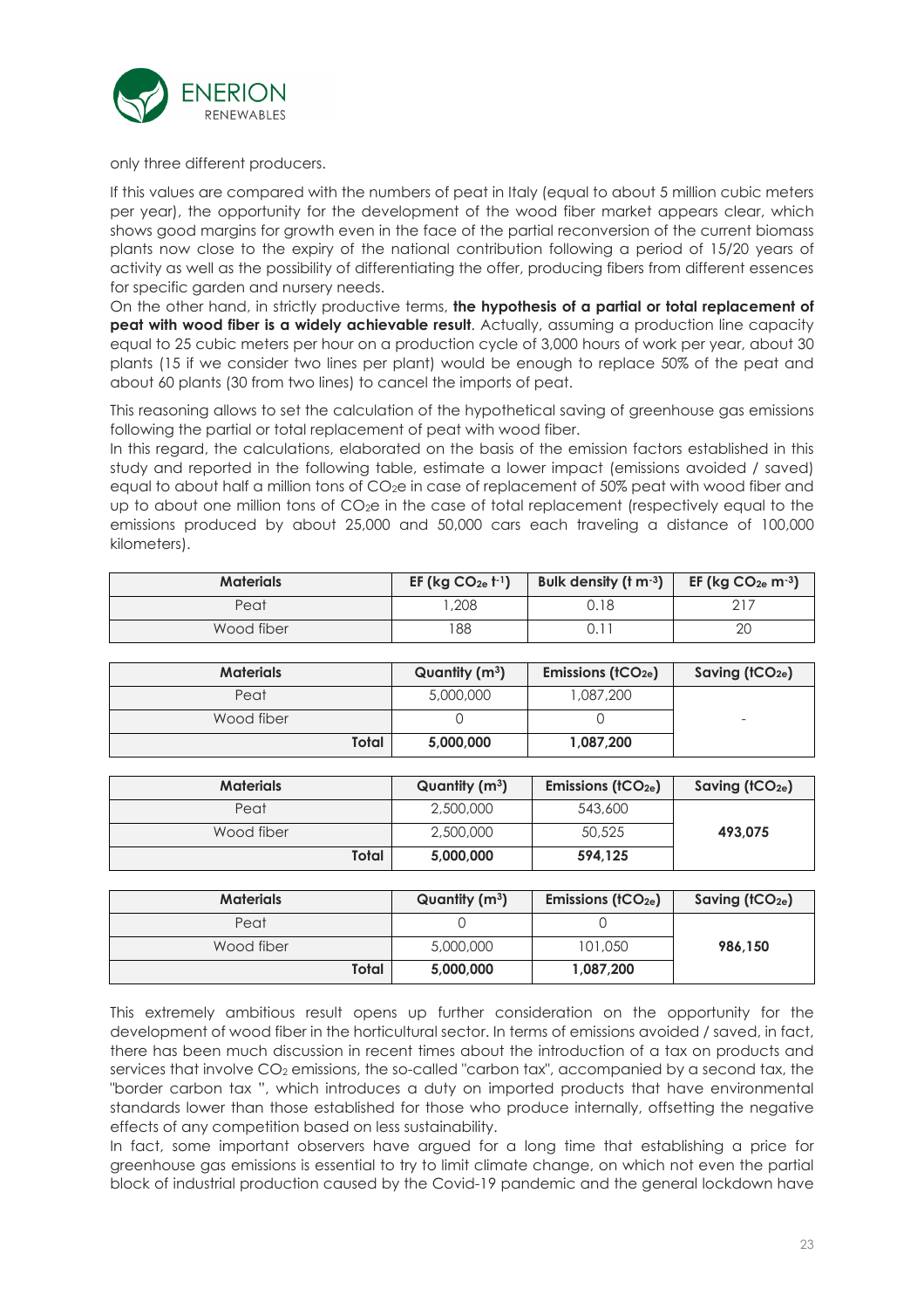only three different producers.

If this values are compared with the numbers of peat in Italy (equal to about 5 million cubic meters per year), the opportunity for the development of the wood fiber market appears clear, which shows good margins for growth even in the face of the partial reconversion of the current biomass plants now close to the expiry of the national contribution following a period of 15/20 years of activity as well as the possibility of differentiating the offer, producing fibers from different essences for specific garden and nursery needs.

On the other hand, in strictly productive terms, **the hypothesis of a partial or total replacement of peat with wood fiber is a widely achievable result**. Actually, assuming a production line capacity equal to 25 cubic meters per hour on a production cycle of 3,000 hours of work per year, about 30 plants (15 if we consider two lines per plant) would be enough to replace 50% of the peat and about 60 plants (30 from two lines) to cancel the imports of peat.

This reasoning allows to set the calculation of the hypothetical saving of greenhouse gas emissions following the partial or total replacement of peat with wood fiber.

In this regard, the calculations, elaborated on the basis of the emission factors established in this study and reported in the following table, estimate a lower impact (emissions avoided / saved) equal to about half a million tons of $CO_2e$ in case of replacement of 50% peat with wood fiber and up to about one million tons of $CO_2e$ in the case of total replacement (respectively equal to the emissions produced by about 25,000 and 50,000 cars each traveling a distance of 100,000 kilometers).

| Materials | EF (kg $CO_{2e}$ $t^{-1}$) | Bulk density (t $m^{-3}$) | EF (kg $CO_{2e}$ $m^{-3}$) |
|---|---|---|---|
| Peat | 1,208 | 0.18 | 217 |
| Wood fiber | 188 | 0.11 | 20 |

| Materials | Quantity ($m^3$) | Emissions ($tCO_{2e}$) | Saving ($tCO_{2e}$) |
|---|---|---|---|
| Peat | 5,000,000 | 1,087,200 | - |
| Wood fiber | 0 | 0 | |
| **Total** | **5,000,000** | **1,087,200** | |

| Materials | Quantity ($m^3$) | Emissions ($tCO_{2e}$) | Saving ($tCO_{2e}$) |
|---|---|---|---|
| Peat | 2,500,000 | 543,600 | **493,075** |
| Wood fiber | 2,500,000 | 50,525 | |
| **Total** | **5,000,000** | **594,125** | |

| Materials | Quantity ($m^3$) | Emissions ($tCO_{2e}$) | Saving ($tCO_{2e}$) |
|---|---|---|---|
| Peat | 0 | 0 | **986,150** |
| Wood fiber | 5,000,000 | 101,050 | |
| **Total** | **5,000,000** | **1,087,200** | |

This extremely ambitious result opens up further consideration on the opportunity for the development of wood fiber in the horticultural sector. In terms of emissions avoided / saved, in fact, there has been much discussion in recent times about the introduction of a tax on products and services that involve $CO_2$ emissions, the so-called "carbon tax", accompanied by a second tax, the "border carbon tax ", which introduces a duty on imported products that have environmental standards lower than those established for those who produce internally, offsetting the negative effects of any competition based on less sustainability.

In fact, some important observers have argued for a long time that establishing a price for greenhouse gas emissions is essential to try to limit climate change, on which not even the partial block of industrial production caused by the Covid-19 pandemic and the general lockdown have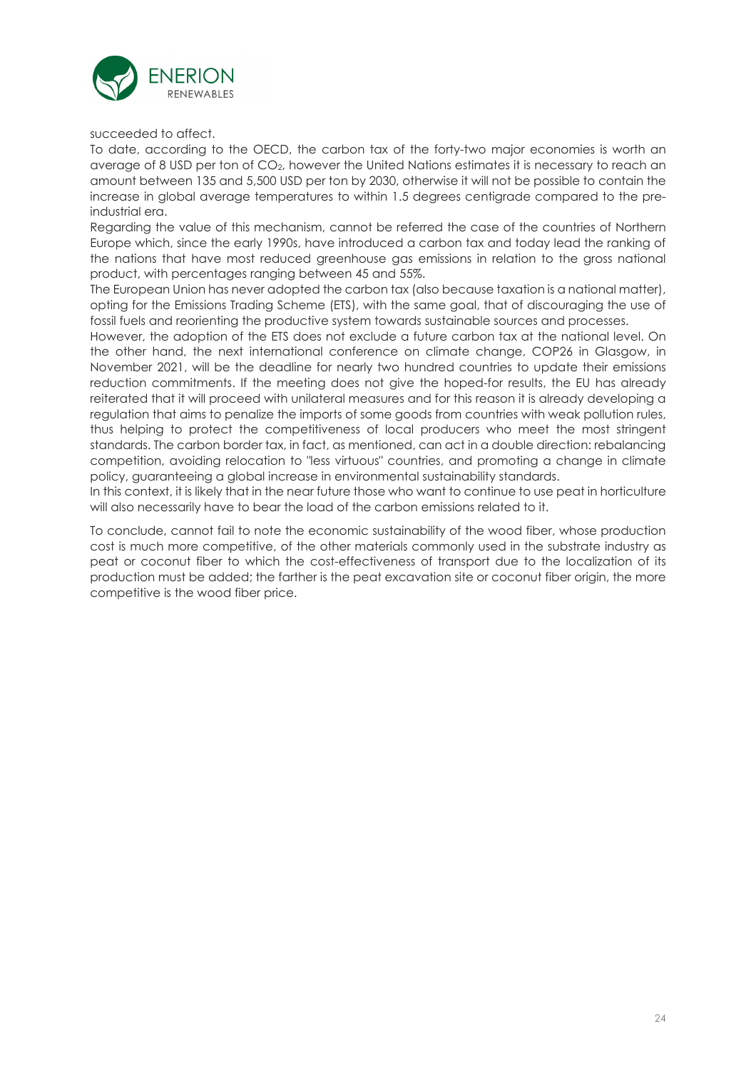succeeded to affect.

To date, according to the OECD, the carbon tax of the forty-two major economies is worth an average of 8 USD per ton of $CO_2$, however the United Nations estimates it is necessary to reach an amount between 135 and 5,500 USD per ton by 2030, otherwise it will not be possible to contain the increase in global average temperatures to within 1.5 degrees centigrade compared to the pre-industrial era.

Regarding the value of this mechanism, cannot be referred the case of the countries of Northern Europe which, since the early 1990s, have introduced a carbon tax and today lead the ranking of the nations that have most reduced greenhouse gas emissions in relation to the gross national product, with percentages ranging between 45 and 55%.

The European Union has never adopted the carbon tax (also because taxation is a national matter), opting for the Emissions Trading Scheme (ETS), with the same goal, that of discouraging the use of fossil fuels and reorienting the productive system towards sustainable sources and processes.

However, the adoption of the ETS does not exclude a future carbon tax at the national level. On the other hand, the next international conference on climate change, COP26 in Glasgow, in November 2021, will be the deadline for nearly two hundred countries to update their emissions reduction commitments. If the meeting does not give the hoped-for results, the EU has already reiterated that it will proceed with unilateral measures and for this reason it is already developing a regulation that aims to penalize the imports of some goods from countries with weak pollution rules, thus helping to protect the competitiveness of local producers who meet the most stringent standards. The carbon border tax, in fact, as mentioned, can act in a double direction: rebalancing competition, avoiding relocation to "less virtuous" countries, and promoting a change in climate policy, guaranteeing a global increase in environmental sustainability standards.

In this context, it is likely that in the near future those who want to continue to use peat in horticulture will also necessarily have to bear the load of the carbon emissions related to it.

To conclude, cannot fail to note the economic sustainability of the wood fiber, whose production cost is much more competitive, of the other materials commonly used in the substrate industry as peat or coconut fiber to which the cost-effectiveness of transport due to the localization of its production must be added; the farther is the peat excavation site or coconut fiber origin, the more competitive is the wood fiber price.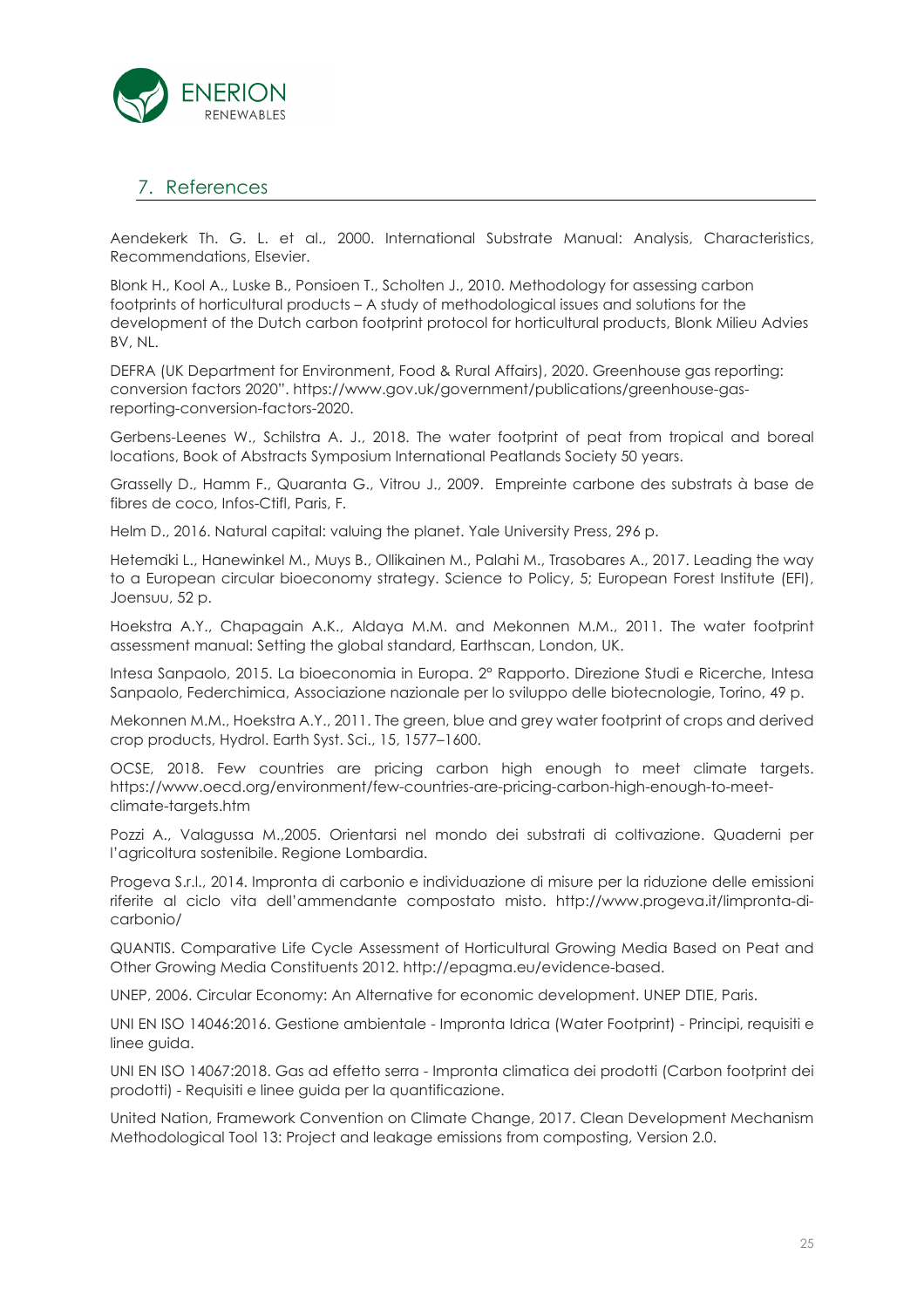## 7. References

Aendekerk Th. G. L. et al., 2000. International Substrate Manual: Analysis, Characteristics, Recommendations, Elsevier.

Blonk H., Kool A., Luske B., Ponsioen T., Scholten J., 2010. Methodology for assessing carbon footprints of horticultural products – A study of methodological issues and solutions for the development of the Dutch carbon footprint protocol for horticultural products, Blonk Milieu Advies BV, NL.

DEFRA (UK Department for Environment, Food & Rural Affairs), 2020. Greenhouse gas reporting: conversion factors 2020". https://www.gov.uk/government/publications/greenhouse-gas-reporting-conversion-factors-2020.

Gerbens-Leenes W., Schilstra A. J., 2018. The water footprint of peat from tropical and boreal locations, Book of Abstracts Symposium International Peatlands Society 50 years.

Grasselly D., Hamm F., Quaranta G., Vitrou J., 2009. Empreinte carbone des substrats à base de fibres de coco, Infos-Ctifl, Paris, F.

Helm D., 2016. Natural capital: valuing the planet. Yale University Press, 296 p.

Hetemäki L., Hanewinkel M., Muys B., Ollikainen M., Palahi M., Trasobares A., 2017. Leading the way to a European circular bioeconomy strategy. Science to Policy, 5; European Forest Institute (EFI), Joensuu, 52 p.

Hoekstra A.Y., Chapagain A.K., Aldaya M.M. and Mekonnen M.M., 2011. The water footprint assessment manual: Setting the global standard, Earthscan, London, UK.

Intesa Sanpaolo, 2015. La bioeconomia in Europa. 2° Rapporto. Direzione Studi e Ricerche, Intesa Sanpaolo, Federchimica, Associazione nazionale per lo sviluppo delle biotecnologie, Torino, 49 p.

Mekonnen M.M., Hoekstra A.Y., 2011. The green, blue and grey water footprint of crops and derived crop products, Hydrol. Earth Syst. Sci., 15, 1577–1600.

OCSE, 2018. Few countries are pricing carbon high enough to meet climate targets. https://www.oecd.org/environment/few-countries-are-pricing-carbon-high-enough-to-meet-climate-targets.htm

Pozzi A., Valagussa M.,2005. Orientarsi nel mondo dei substrati di coltivazione. Quaderni per l'agricoltura sostenibile. Regione Lombardia.

Progeva S.r.l., 2014. Impronta di carbonio e individuazione di misure per la riduzione delle emissioni riferite al ciclo vita dell'ammendante compostato misto. http://www.progeva.it/limpronta-di-carbonio/

QUANTIS. Comparative Life Cycle Assessment of Horticultural Growing Media Based on Peat and Other Growing Media Constituents 2012. http://epagma.eu/evidence-based.

UNEP, 2006. Circular Economy: An Alternative for economic development. UNEP DTIE, Paris.

UNI EN ISO 14046:2016. Gestione ambientale - Impronta Idrica (Water Footprint) - Principi, requisiti e linee guida.

UNI EN ISO 14067:2018. Gas ad effetto serra - Impronta climatica dei prodotti (Carbon footprint dei prodotti) - Requisiti e linee guida per la quantificazione.

United Nation, Framework Convention on Climate Change, 2017. Clean Development Mechanism Methodological Tool 13: Project and leakage emissions from composting, Version 2.0.